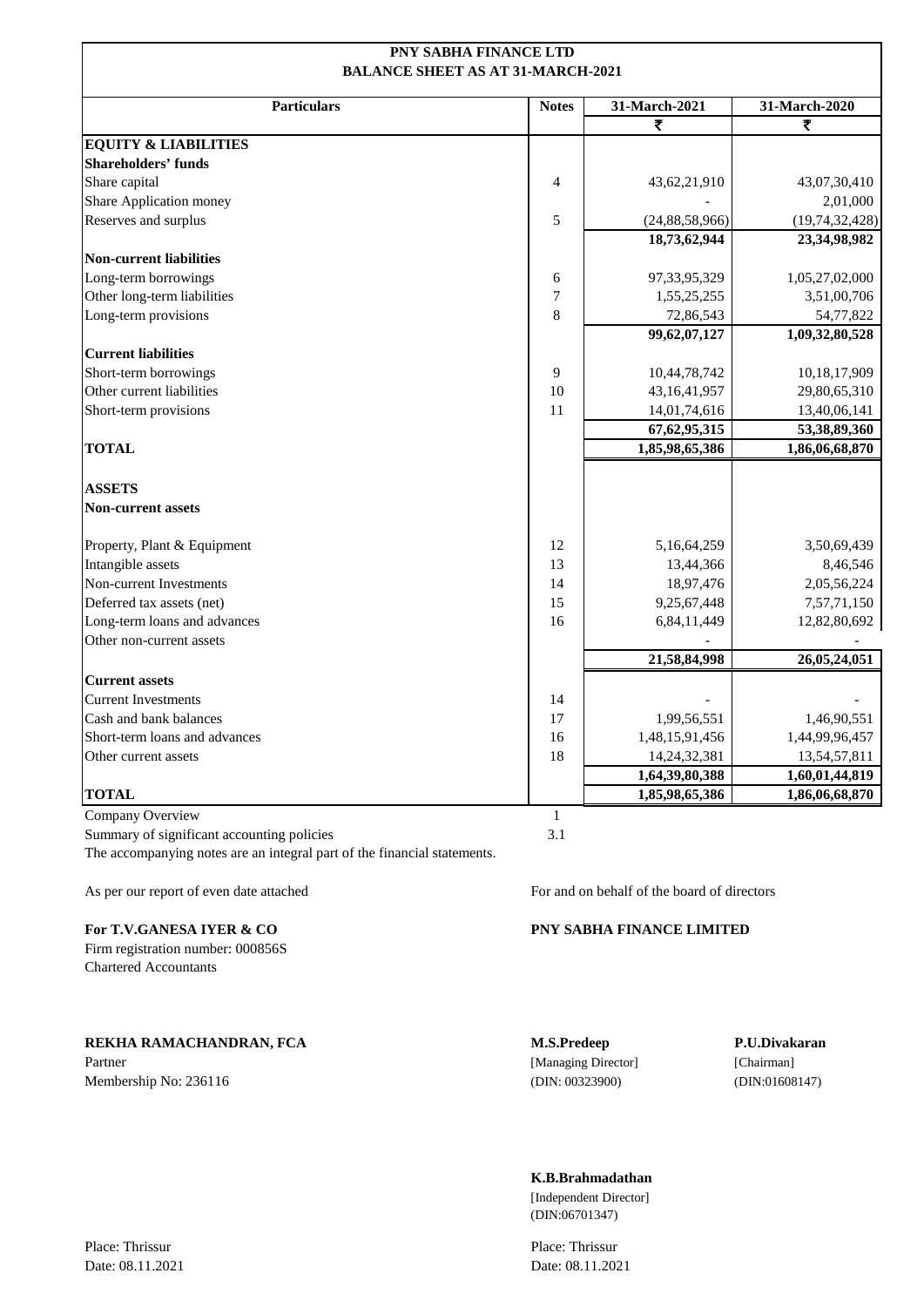# PNY SABHA FINANCE LTD
## BALANCE SHEET AS AT 31-MARCH-2021

| Particulars | Notes | 31-March-2021 | 31-March-2020 |
|---|---|---|---|
| | | ₹ | ₹ |
| **EQUITY & LIABILITIES** | | | |
| **Shareholders' funds** | | | |
| Share capital | 4 | 43,62,21,910 | 43,07,30,410 |
| Share Application money | | - | 2,01,000 |
| Reserves and surplus | 5 | (24,88,58,966) | (19,74,32,428) |
| | | **18,73,62,944** | **23,34,98,982** |
| **Non-current liabilities** | | | |
| Long-term borrowings | 6 | 97,33,95,329 | 1,05,27,02,000 |
| Other long-term liabilities | 7 | 1,55,25,255 | 3,51,00,706 |
| Long-term provisions | 8 | 72,86,543 | 54,77,822 |
| | | **99,62,07,127** | **1,09,32,80,528** |
| **Current liabilities** | | | |
| Short-term borrowings | 9 | 10,44,78,742 | 10,18,17,909 |
| Other current liabilities | 10 | 43,16,41,957 | 29,80,65,310 |
| Short-term provisions | 11 | 14,01,74,616 | 13,40,06,141 |
| | | **67,62,95,315** | **53,38,89,360** |
| **TOTAL** | | **1,85,98,65,386** | **1,86,06,68,870** |
| **ASSETS** | | | |
| **Non-current assets** | | | |
| Property, Plant & Equipment | 12 | 5,16,64,259 | 3,50,69,439 |
| Intangible assets | 13 | 13,44,366 | 8,46,546 |
| Non-current Investments | 14 | 18,97,476 | 2,05,56,224 |
| Deferred tax assets (net) | 15 | 9,25,67,448 | 7,57,71,150 |
| Long-term loans and advances | 16 | 6,84,11,449 | 12,82,80,692 |
| Other non-current assets | | - | - |
| | | **21,58,84,998** | **26,05,24,051** |
| **Current assets** | | | |
| Current Investments | 14 | - | - |
| Cash and bank balances | 17 | 1,99,56,551 | 1,46,90,551 |
| Short-term loans and advances | 16 | 1,48,15,91,456 | 1,44,99,96,457 |
| Other current assets | 18 | 14,24,32,381 | 13,54,57,811 |
| | | **1,64,39,80,388** | **1,60,01,44,819** |
| **TOTAL** | | **1,85,98,65,386** | **1,86,06,68,870** |

Company Overview — 1

Summary of significant accounting policies — 3.1

The accompanying notes are an integral part of the financial statements.

As per our report of even date attached

**For T.V.GANESA IYER & CO**
Firm registration number: 000856S
Chartered Accountants

**REKHA RAMACHANDRAN, FCA**
Partner
Membership No: 236116

Place: Thrissur
Date: 08.11.2021

For and on behalf of the board of directors

**PNY SABHA FINANCE LIMITED**

**M.S.Predeep**
[Managing Director]
(DIN: 00323900)

**P.U.Divakaran**
[Chairman]
(DIN:01608147)

**K.B.Brahmadathan**
[Independent Director]
(DIN:06701347)

Place: Thrissur
Date: 08.11.2021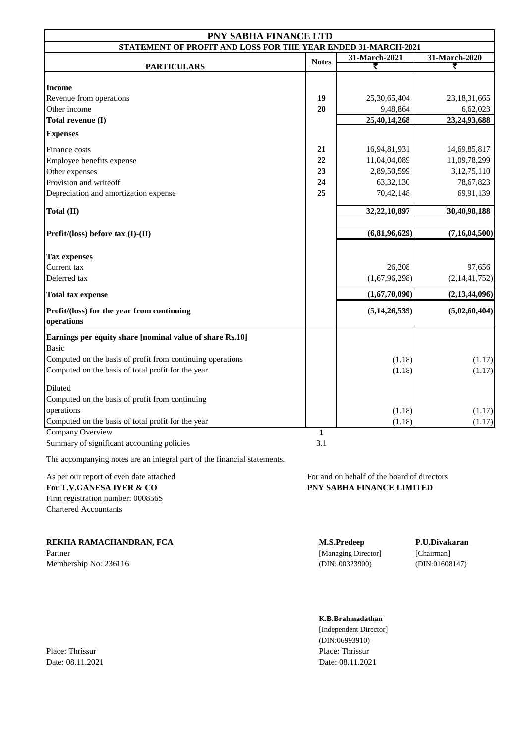# PNY SABHA FINANCE LTD

## STATEMENT OF PROFIT AND LOSS FOR THE YEAR ENDED 31-MARCH-2021

| PARTICULARS | Notes | 31-March-2021 ₹ | 31-March-2020 ₹ |
|---|---|---|---|
| **Income** | | | |
| Revenue from operations | **19** | 25,30,65,404 | 23,18,31,665 |
| Other income | **20** | 9,48,864 | 6,62,023 |
| **Total revenue (I)** | | **25,40,14,268** | **23,24,93,688** |
| **Expenses** | | | |
| Finance costs | **21** | 16,94,81,931 | 14,69,85,817 |
| Employee benefits expense | **22** | 11,04,04,089 | 11,09,78,299 |
| Other expenses | **23** | 2,89,50,599 | 3,12,75,110 |
| Provision and writeoff | **24** | 63,32,130 | 78,67,823 |
| Depreciation and amortization expense | **25** | 70,42,148 | 69,91,139 |
| **Total (II)** | | **32,22,10,897** | **30,40,98,188** |
| **Profit/(loss) before tax (I)-(II)** | | **(6,81,96,629)** | **(7,16,04,500)** |
| **Tax expenses** | | | |
| Current tax | | 26,208 | 97,656 |
| Deferred tax | | (1,67,96,298) | (2,14,41,752) |
| **Total tax expense** | | **(1,67,70,090)** | **(2,13,44,096)** |
| **Profit/(loss) for the year from continuing operations** | | **(5,14,26,539)** | **(5,02,60,404)** |
| **Earnings per equity share [nominal value of share Rs.10]** | | | |
| Basic | | | |
| Computed on the basis of profit from continuing operations | | (1.18) | (1.17) |
| Computed on the basis of total profit for the year | | (1.18) | (1.17) |
| Diluted | | | |
| Computed on the basis of profit from continuing operations | | (1.18) | (1.17) |
| Computed on the basis of total profit for the year | | (1.18) | (1.17) |
| Company Overview | 1 | | |
| Summary of significant accounting policies | 3.1 | | |

The accompanying notes are an integral part of the financial statements.

As per our report of even date attached
**For T.V.GANESA IYER & CO**
Firm registration number: 000856S
Chartered Accountants

**REKHA RAMACHANDRAN, FCA**
Partner
Membership No: 236116

Place: Thrissur
Date: 08.11.2021

For and on behalf of the board of directors
**PNY SABHA FINANCE LIMITED**

**M.S.Predeep**
[Managing Director]
(DIN: 00323900)

**P.U.Divakaran**
[Chairman]
(DIN:01608147)

**K.B.Brahmadathan**
[Independent Director]
(DIN:06993910)

Place: Thrissur
Date: 08.11.2021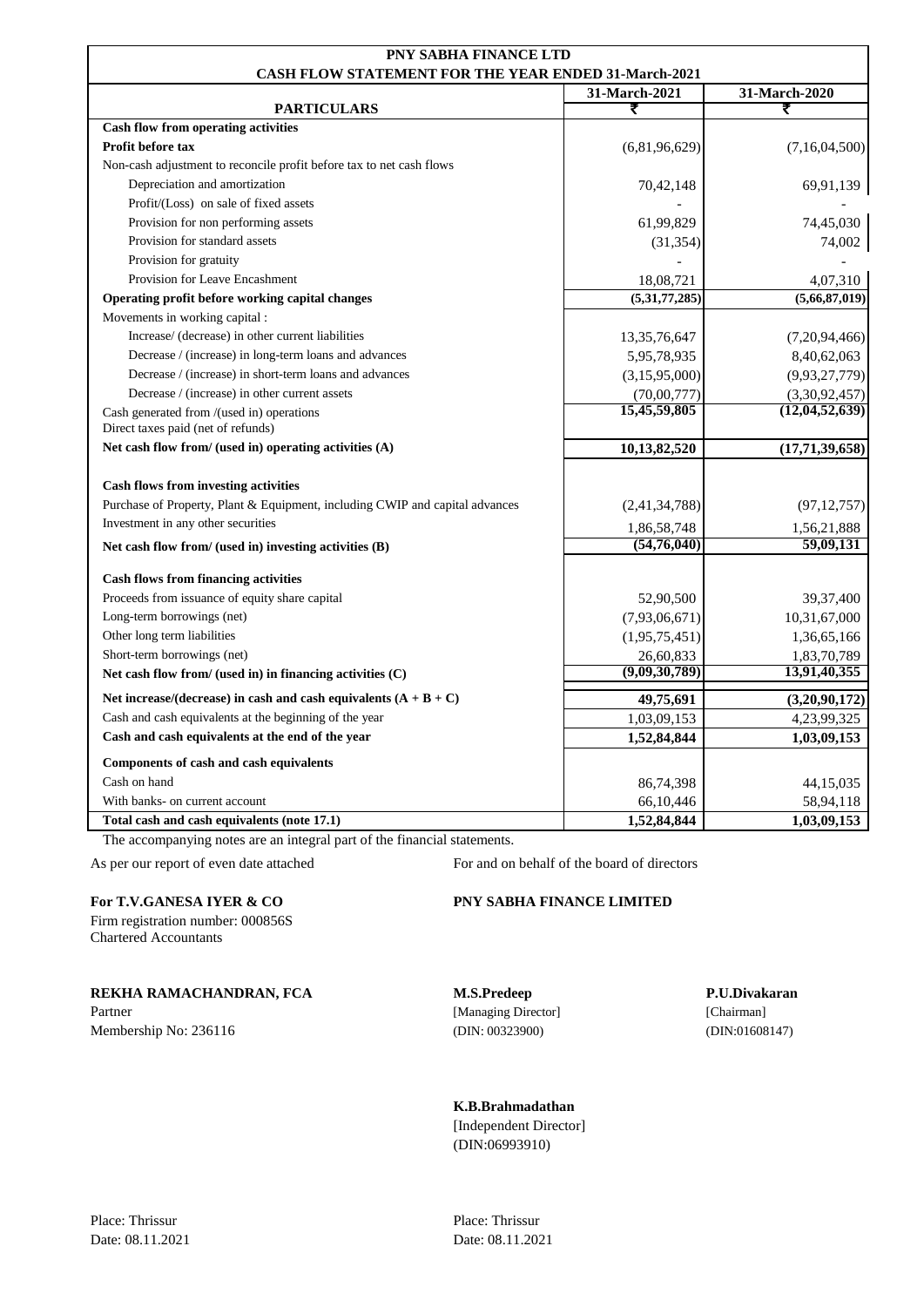# PNY SABHA FINANCE LTD

## CASH FLOW STATEMENT FOR THE YEAR ENDED 31-March-2021

| PARTICULARS | 31-March-2021 ₹ | 31-March-2020 ₹ |
|---|---|---|
| **Cash flow from operating activities** | | |
| **Profit before tax** | (6,81,96,629) | (7,16,04,500) |
| Non-cash adjustment to reconcile profit before tax to net cash flows | | |
| Depreciation and amortization | 70,42,148 | 69,91,139 |
| Profit/(Loss) on sale of fixed assets | - | - |
| Provision for non performing assets | 61,99,829 | 74,45,030 |
| Provision for standard assets | (31,354) | 74,002 |
| Provision for gratuity | - | - |
| Provision for Leave Encashment | 18,08,721 | 4,07,310 |
| **Operating profit before working capital changes** | **(5,31,77,285)** | **(5,66,87,019)** |
| Movements in working capital : | | |
| Increase/ (decrease) in other current liabilities | 13,35,76,647 | (7,20,94,466) |
| Decrease / (increase) in long-term loans and advances | 5,95,78,935 | 8,40,62,063 |
| Decrease / (increase) in short-term loans and advances | (3,15,95,000) | (9,93,27,779) |
| Decrease / (increase) in other current assets | (70,00,777) | (3,30,92,457) |
| Cash generated from /(used in) operations | **15,45,59,805** | **(12,04,52,639)** |
| Direct taxes paid (net of refunds) | | |
| **Net cash flow from/ (used in) operating activities (A)** | **10,13,82,520** | **(17,71,39,658)** |
| | | |
| **Cash flows from investing activities** | | |
| Purchase of Property, Plant & Equipment, including CWIP and capital advances | (2,41,34,788) | (97,12,757) |
| Investment in any other securities | 1,86,58,748 | 1,56,21,888 |
| **Net cash flow from/ (used in) investing activities (B)** | **(54,76,040)** | **59,09,131** |
| | | |
| **Cash flows from financing activities** | | |
| Proceeds from issuance of equity share capital | 52,90,500 | 39,37,400 |
| Long-term borrowings (net) | (7,93,06,671) | 10,31,67,000 |
| Other long term liabilities | (1,95,75,451) | 1,36,65,166 |
| Short-term borrowings (net) | 26,60,833 | 1,83,70,789 |
| **Net cash flow from/ (used in) in financing activities (C)** | **(9,09,30,789)** | **13,91,40,355** |
| **Net increase/(decrease) in cash and cash equivalents (A + B + C)** | **49,75,691** | **(3,20,90,172)** |
| Cash and cash equivalents at the beginning of the year | 1,03,09,153 | 4,23,99,325 |
| **Cash and cash equivalents at the end of the year** | **1,52,84,844** | **1,03,09,153** |
| **Components of cash and cash equivalents** | | |
| Cash on hand | 86,74,398 | 44,15,035 |
| With banks- on current account | 66,10,446 | 58,94,118 |
| **Total cash and cash equivalents (note 17.1)** | **1,52,84,844** | **1,03,09,153** |

The accompanying notes are an integral part of the financial statements.

As per our report of even date attached

**For T.V.GANESA IYER & CO**
Firm registration number: 000856S
Chartered Accountants

**REKHA RAMACHANDRAN, FCA**
Partner
Membership No: 236116

Place: Thrissur
Date: 08.11.2021

For and on behalf of the board of directors

**PNY SABHA FINANCE LIMITED**

**M.S.Predeep**
[Managing Director]
(DIN: 00323900)

**P.U.Divakaran**
[Chairman]
(DIN:01608147)

**K.B.Brahmadathan**
[Independent Director]
(DIN:06993910)

Place: Thrissur
Date: 08.11.2021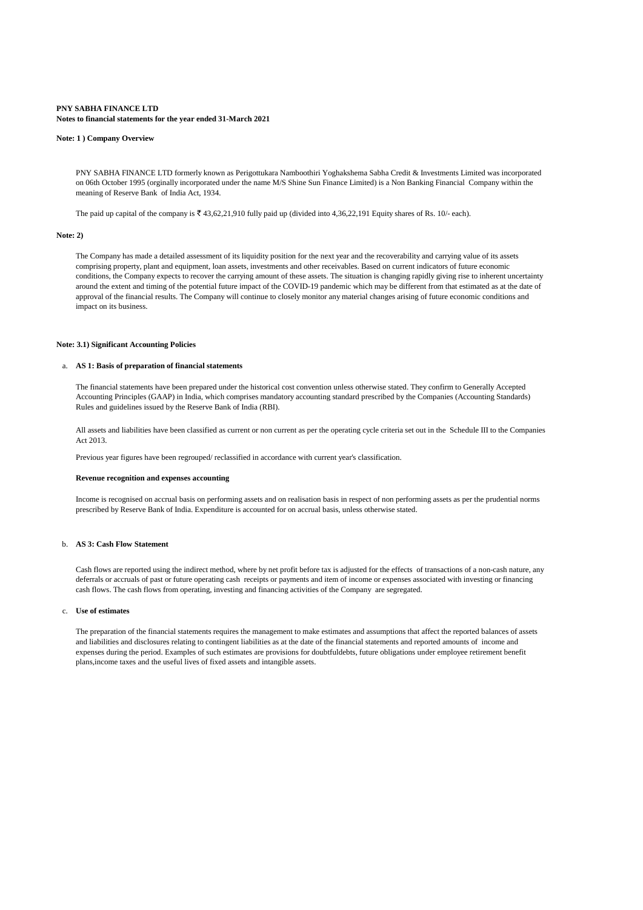**PNY SABHA FINANCE LTD**
**Notes to financial statements for the year ended 31-March 2021**

**Note: 1 ) Company Overview**

PNY SABHA FINANCE LTD formerly known as Perigottukara Namboothiri Yoghakshema Sabha Credit & Investments Limited was incorporated on 06th October 1995 (orginally incorporated under the name M/S Shine Sun Finance Limited) is a Non Banking Financial Company within the meaning of Reserve Bank of India Act, 1934.

The paid up capital of the company is ₹ 43,62,21,910 fully paid up (divided into 4,36,22,191 Equity shares of Rs. 10/- each).

**Note: 2)**

The Company has made a detailed assessment of its liquidity position for the next year and the recoverability and carrying value of its assets comprising property, plant and equipment, loan assets, investments and other receivables. Based on current indicators of future economic conditions, the Company expects to recover the carrying amount of these assets. The situation is changing rapidly giving rise to inherent uncertainty around the extent and timing of the potential future impact of the COVID-19 pandemic which may be different from that estimated as at the date of approval of the financial results. The Company will continue to closely monitor any material changes arising of future economic conditions and impact on its business.

**Note: 3.1) Significant Accounting Policies**

a. **AS 1: Basis of preparation of financial statements**

The financial statements have been prepared under the historical cost convention unless otherwise stated. They confirm to Generally Accepted Accounting Principles (GAAP) in India, which comprises mandatory accounting standard prescribed by the Companies (Accounting Standards) Rules and guidelines issued by the Reserve Bank of India (RBI).

All assets and liabilities have been classified as current or non current as per the operating cycle criteria set out in the Schedule III to the Companies Act 2013.

Previous year figures have been regrouped/ reclassified in accordance with current year's classification.

**Revenue recognition and expenses accounting**

Income is recognised on accrual basis on performing assets and on realisation basis in respect of non performing assets as per the prudential norms prescribed by Reserve Bank of India. Expenditure is accounted for on accrual basis, unless otherwise stated.

b. **AS 3: Cash Flow Statement**

Cash flows are reported using the indirect method, where by net profit before tax is adjusted for the effects of transactions of a non-cash nature, any deferrals or accruals of past or future operating cash receipts or payments and item of income or expenses associated with investing or financing cash flows. The cash flows from operating, investing and financing activities of the Company are segregated.

c. **Use of estimates**

The preparation of the financial statements requires the management to make estimates and assumptions that affect the reported balances of assets and liabilities and disclosures relating to contingent liabilities as at the date of the financial statements and reported amounts of income and expenses during the period. Examples of such estimates are provisions for doubtfuldebts, future obligations under employee retirement benefit plans,income taxes and the useful lives of fixed assets and intangible assets.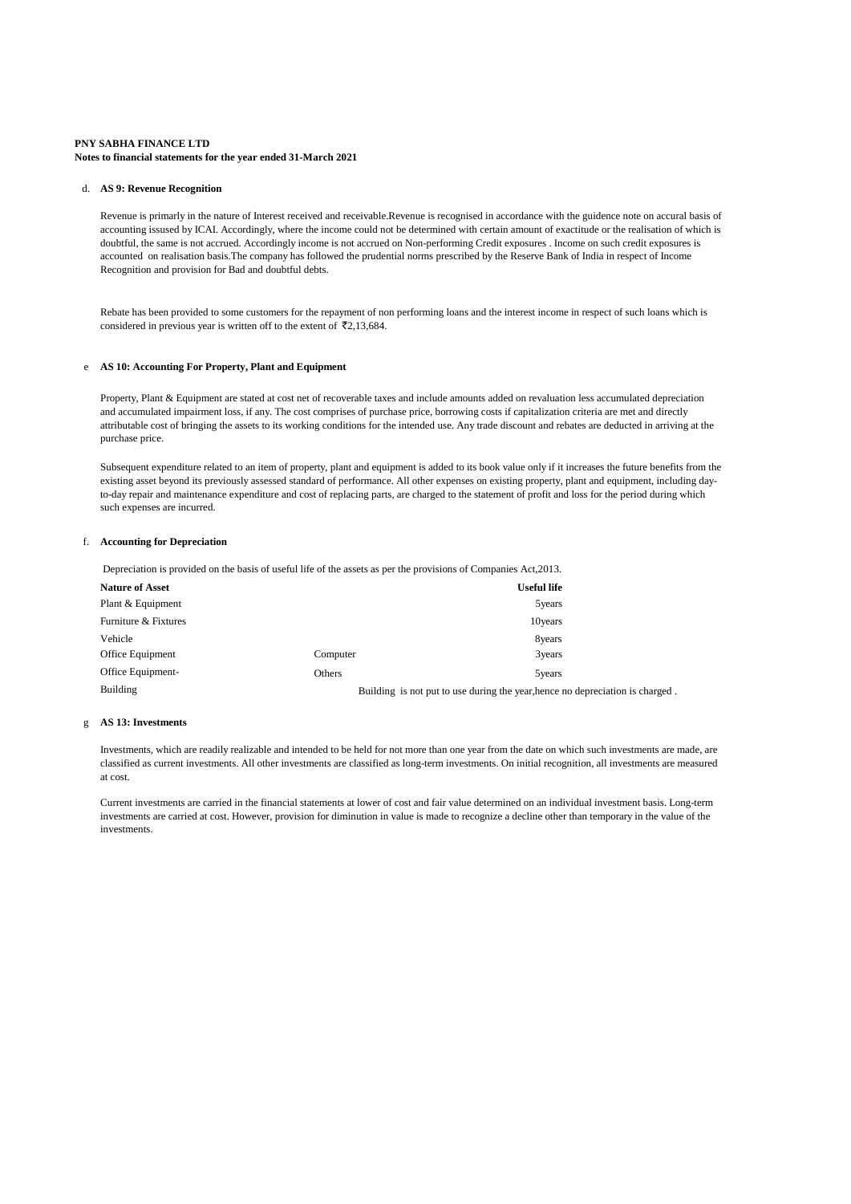**PNY SABHA FINANCE LTD**
**Notes to financial statements for the year ended 31-March 2021**

d. **AS 9: Revenue Recognition**

Revenue is primarly in the nature of Interest received and receivable.Revenue is recognised in accordance with the guidence note on accural basis of accounting issused by ICAI. Accordingly, where the income could not be determined with certain amount of exactitude or the realisation of which is doubtful, the same is not accrued. Accordingly income is not accrued on Non-performing Credit exposures . Income on such credit exposures is accounted on realisation basis.The company has followed the prudential norms prescribed by the Reserve Bank of India in respect of Income Recognition and provision for Bad and doubtful debts.

Rebate has been provided to some customers for the repayment of non performing loans and the interest income in respect of such loans which is considered in previous year is written off to the extent of ₹2,13,684.

e **AS 10: Accounting For Property, Plant and Equipment**

Property, Plant & Equipment are stated at cost net of recoverable taxes and include amounts added on revaluation less accumulated depreciation and accumulated impairment loss, if any. The cost comprises of purchase price, borrowing costs if capitalization criteria are met and directly attributable cost of bringing the assets to its working conditions for the intended use. Any trade discount and rebates are deducted in arriving at the purchase price.

Subsequent expenditure related to an item of property, plant and equipment is added to its book value only if it increases the future benefits from the existing asset beyond its previously assessed standard of performance. All other expenses on existing property, plant and equipment, including day-to-day repair and maintenance expenditure and cost of replacing parts, are charged to the statement of profit and loss for the period during which such expenses are incurred.

f. **Accounting for Depreciation**

Depreciation is provided on the basis of useful life of the assets as per the provisions of Companies Act,2013.

| **Nature of Asset** | | **Useful life** |
|---|---|---|
| Plant & Equipment | | 5years |
| Furniture & Fixtures | | 10years |
| Vehicle | | 8years |
| Office Equipment | Computer | 3years |
| Office Equipment- | Others | 5years |
| Building | | Building is not put to use during the year,hence no depreciation is charged . |

g **AS 13: Investments**

Investments, which are readily realizable and intended to be held for not more than one year from the date on which such investments are made, are classified as current investments. All other investments are classified as long-term investments. On initial recognition, all investments are measured at cost.

Current investments are carried in the financial statements at lower of cost and fair value determined on an individual investment basis. Long-term investments are carried at cost. However, provision for diminution in value is made to recognize a decline other than temporary in the value of the investments.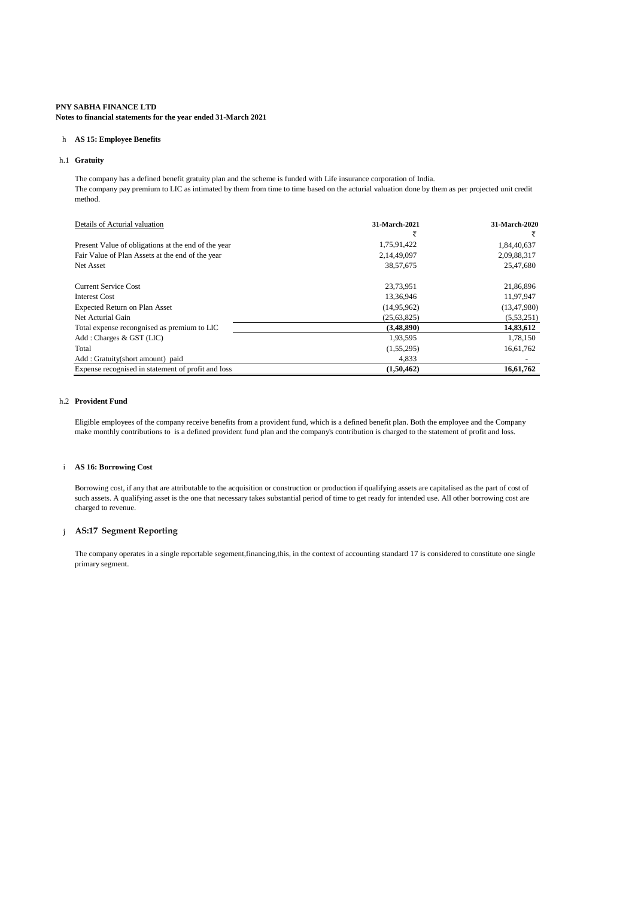**PNY SABHA FINANCE LTD**
**Notes to financial statements for the year ended 31-March 2021**

h **AS 15: Employee Benefits**

h.1 **Gratuity**

The company has a defined benefit gratuity plan and the scheme is funded with Life insurance corporation of India.
The company pay premium to LIC as intimated by them from time to time based on the acturial valuation done by them as per projected unit credit method.

| Details of Acturial valuation | 31-March-2021 | 31-March-2020 |
|---|---|---|
| | ₹ | ₹ |
| Present Value of obligations at the end of the year | 1,75,91,422 | 1,84,40,637 |
| Fair Value of Plan Assets at the end of the year | 2,14,49,097 | 2,09,88,317 |
| Net Asset | 38,57,675 | 25,47,680 |
| | | |
| Current Service Cost | 23,73,951 | 21,86,896 |
| Interest Cost | 13,36,946 | 11,97,947 |
| Expected Return on Plan Asset | (14,95,962) | (13,47,980) |
| Net Acturial Gain | (25,63,825) | (5,53,251) |
| Total expense recongnised as premium to LIC | **(3,48,890)** | **14,83,612** |
| Add : Charges & GST (LIC) | 1,93,595 | 1,78,150 |
| Total | (1,55,295) | 16,61,762 |
| Add : Gratuity(short amount) paid | 4,833 | - |
| Expense recognised in statement of profit and loss | **(1,50,462)** | **16,61,762** |

h.2 **Provident Fund**

Eligible employees of the company receive benefits from a provident fund, which is a defined benefit plan. Both the employee and the Company make monthly contributions to is a defined provident fund plan and the company's contribution is charged to the statement of profit and loss.

i **AS 16: Borrowing Cost**

Borrowing cost, if any that are attributable to the acquisition or construction or production if qualifying assets are capitalised as the part of cost of such assets. A qualifying asset is the one that necessary takes substantial period of time to get ready for intended use. All other borrowing cost are charged to revenue.

j **AS:17 Segment Reporting**

The company operates in a single reportable segement,financing,this, in the context of accounting standard 17 is considered to constitute one single primary segment.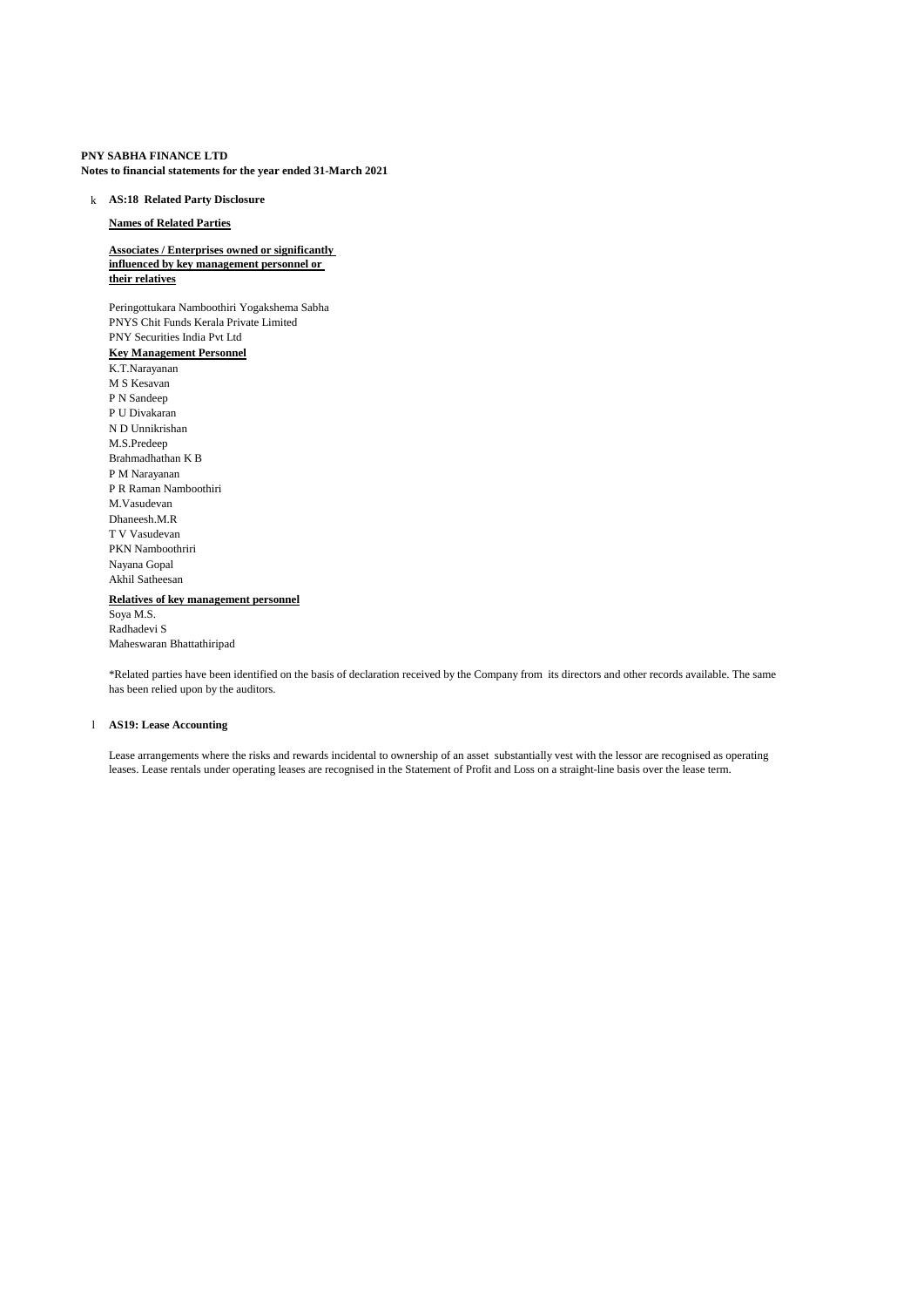**PNY SABHA FINANCE LTD**
**Notes to financial statements for the year ended 31-March 2021**

k **AS:18 Related Party Disclosure**

**Names of Related Parties**

**Associates / Enterprises owned or significantly influenced by key management personnel or their relatives**

Peringottukara Namboothiri Yogakshema Sabha
PNYS Chit Funds Kerala Private Limited
PNY Securities India Pvt Ltd

**Key Management Personnel**

K.T.Narayanan
M S Kesavan
P N Sandeep
P U Divakaran
N D Unnikrishan
M.S.Predeep
Brahmadhathan K B
P M Narayanan
P R Raman Namboothiri
M.Vasudevan
Dhaneesh.M.R
T V Vasudevan
PKN Namboothriri
Nayana Gopal
Akhil Satheesan

**Relatives of key management personnel**

Soya M.S.
Radhadevi S
Maheswaran Bhattathiripad

*Related parties have been identified on the basis of declaration received by the Company from its directors and other records available. The same has been relied upon by the auditors.

l **AS19: Lease Accounting**

Lease arrangements where the risks and rewards incidental to ownership of an asset substantially vest with the lessor are recognised as operating leases. Lease rentals under operating leases are recognised in the Statement of Profit and Loss on a straight-line basis over the lease term.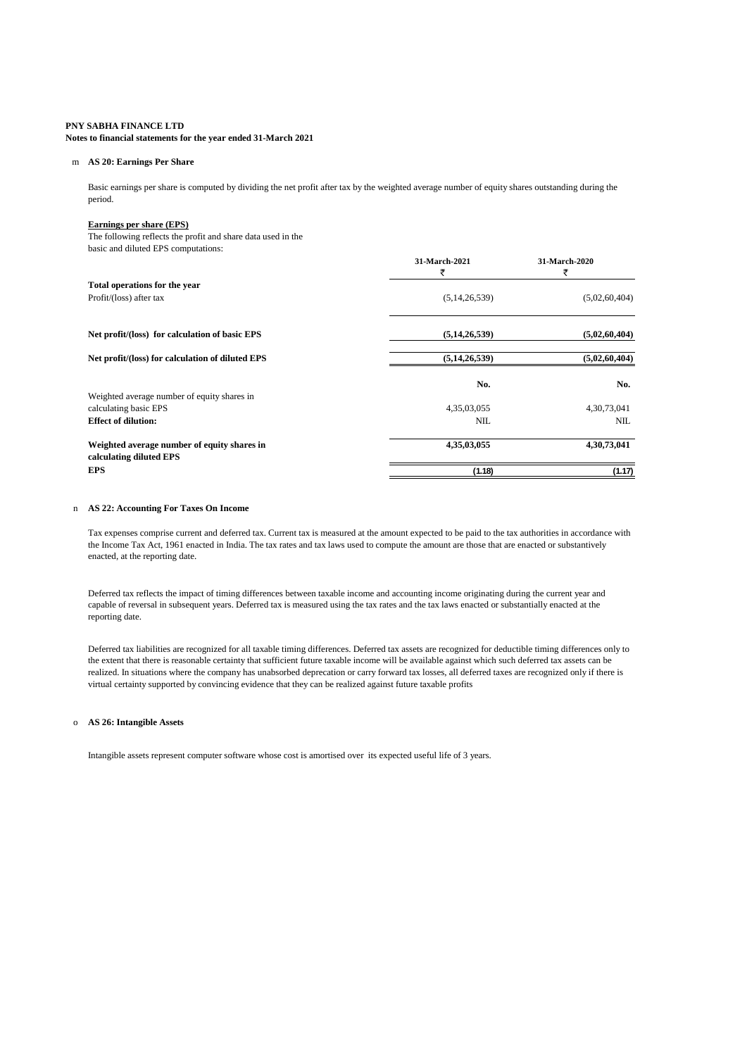**PNY SABHA FINANCE LTD**
**Notes to financial statements for the year ended 31-March 2021**

m **AS 20: Earnings Per Share**

Basic earnings per share is computed by dividing the net profit after tax by the weighted average number of equity shares outstanding during the period.

**Earnings per share (EPS)**

The following reflects the profit and share data used in the basic and diluted EPS computations:

| | 31-March-2021 ₹ | 31-March-2020 ₹ |
|---|---|---|
| **Total operations for the year** | | |
| Profit/(loss) after tax | (5,14,26,539) | (5,02,60,404) |
| **Net profit/(loss) for calculation of basic EPS** | **(5,14,26,539)** | **(5,02,60,404)** |
| **Net profit/(loss) for calculation of diluted EPS** | **(5,14,26,539)** | **(5,02,60,404)** |
| | **No.** | **No.** |
| Weighted average number of equity shares in calculating basic EPS | 4,35,03,055 | 4,30,73,041 |
| **Effect of dilution:** | NIL | NIL |
| **Weighted average number of equity shares in calculating diluted EPS** | **4,35,03,055** | **4,30,73,041** |
| **EPS** | **(1.18)** | **(1.17)** |

n **AS 22: Accounting For Taxes On Income**

Tax expenses comprise current and deferred tax. Current tax is measured at the amount expected to be paid to the tax authorities in accordance with the Income Tax Act, 1961 enacted in India. The tax rates and tax laws used to compute the amount are those that are enacted or substantively enacted, at the reporting date.

Deferred tax reflects the impact of timing differences between taxable income and accounting income originating during the current year and capable of reversal in subsequent years. Deferred tax is measured using the tax rates and the tax laws enacted or substantially enacted at the reporting date.

Deferred tax liabilities are recognized for all taxable timing differences. Deferred tax assets are recognized for deductible timing differences only to the extent that there is reasonable certainty that sufficient future taxable income will be available against which such deferred tax assets can be realized. In situations where the company has unabsorbed deprecation or carry forward tax losses, all deferred taxes are recognized only if there is virtual certainty supported by convincing evidence that they can be realized against future taxable profits

o **AS 26: Intangible Assets**

Intangible assets represent computer software whose cost is amortised over its expected useful life of 3 years.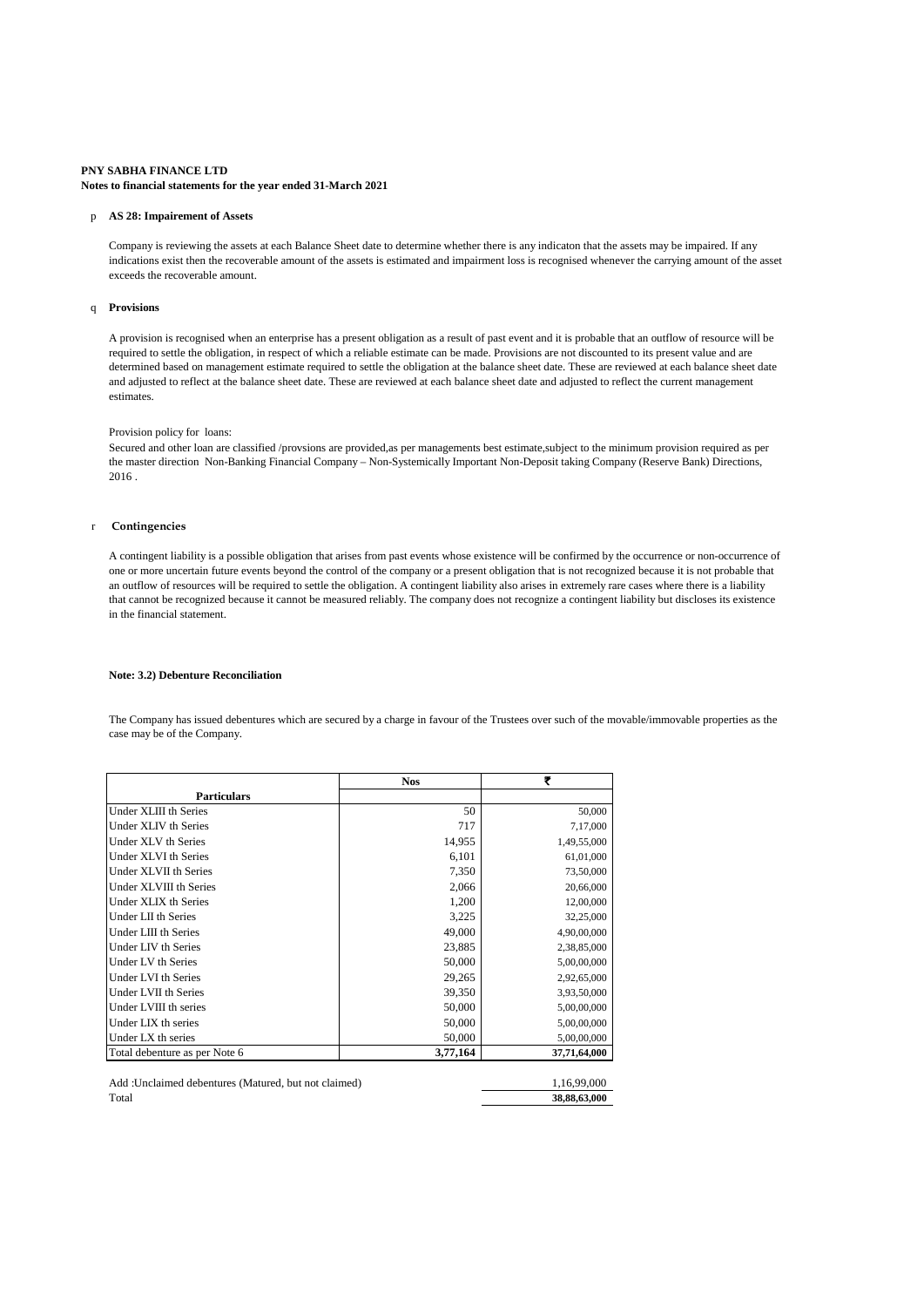**PNY SABHA FINANCE LTD**
**Notes to financial statements for the year ended 31-March 2021**

p **AS 28: Impairement of Assets**

Company is reviewing the assets at each Balance Sheet date to determine whether there is any indicaton that the assets may be impaired. If any indications exist then the recoverable amount of the assets is estimated and impairment loss is recognised whenever the carrying amount of the asset exceeds the recoverable amount.

q **Provisions**

A provision is recognised when an enterprise has a present obligation as a result of past event and it is probable that an outflow of resource will be required to settle the obligation, in respect of which a reliable estimate can be made. Provisions are not discounted to its present value and are determined based on management estimate required to settle the obligation at the balance sheet date. These are reviewed at each balance sheet date and adjusted to reflect at the balance sheet date. These are reviewed at each balance sheet date and adjusted to reflect the current management estimates.

Provision policy for loans:

Secured and other loan are classified /provsions are provided,as per managements best estimate,subject to the minimum provision required as per the master direction Non-Banking Financial Company – Non-Systemically Important Non-Deposit taking Company (Reserve Bank) Directions, 2016 .

r **Contingencies**

A contingent liability is a possible obligation that arises from past events whose existence will be confirmed by the occurrence or non-occurrence of one or more uncertain future events beyond the control of the company or a present obligation that is not recognized because it is not probable that an outflow of resources will be required to settle the obligation. A contingent liability also arises in extremely rare cases where there is a liability that cannot be recognized because it cannot be measured reliably. The company does not recognize a contingent liability but discloses its existence in the financial statement.

**Note: 3.2) Debenture Reconciliation**

The Company has issued debentures which are secured by a charge in favour of the Trustees over such of the movable/immovable properties as the case may be of the Company.

| | Nos | ₹ |
|---|---|---|
| **Particulars** | | |
| Under XLIII th Series | 50 | 50,000 |
| Under XLIV th Series | 717 | 7,17,000 |
| Under XLV th Series | 14,955 | 1,49,55,000 |
| Under XLVI th Series | 6,101 | 61,01,000 |
| Under XLVII th Series | 7,350 | 73,50,000 |
| Under XLVIII th Series | 2,066 | 20,66,000 |
| Under XLIX th Series | 1,200 | 12,00,000 |
| Under LII th Series | 3,225 | 32,25,000 |
| Under LIII th Series | 49,000 | 4,90,00,000 |
| Under LIV th Series | 23,885 | 2,38,85,000 |
| Under LV th Series | 50,000 | 5,00,00,000 |
| Under LVI th Series | 29,265 | 2,92,65,000 |
| Under LVII th Series | 39,350 | 3,93,50,000 |
| Under LVIII th series | 50,000 | 5,00,00,000 |
| Under LIX th series | 50,000 | 5,00,00,000 |
| Under LX th series | 50,000 | 5,00,00,000 |
| Total debenture as per Note 6 | **3,77,164** | **37,71,64,000** |

| | |
|---|---|
| Add :Unclaimed debentures (Matured, but not claimed) | 1,16,99,000 |
| Total | **38,88,63,000** |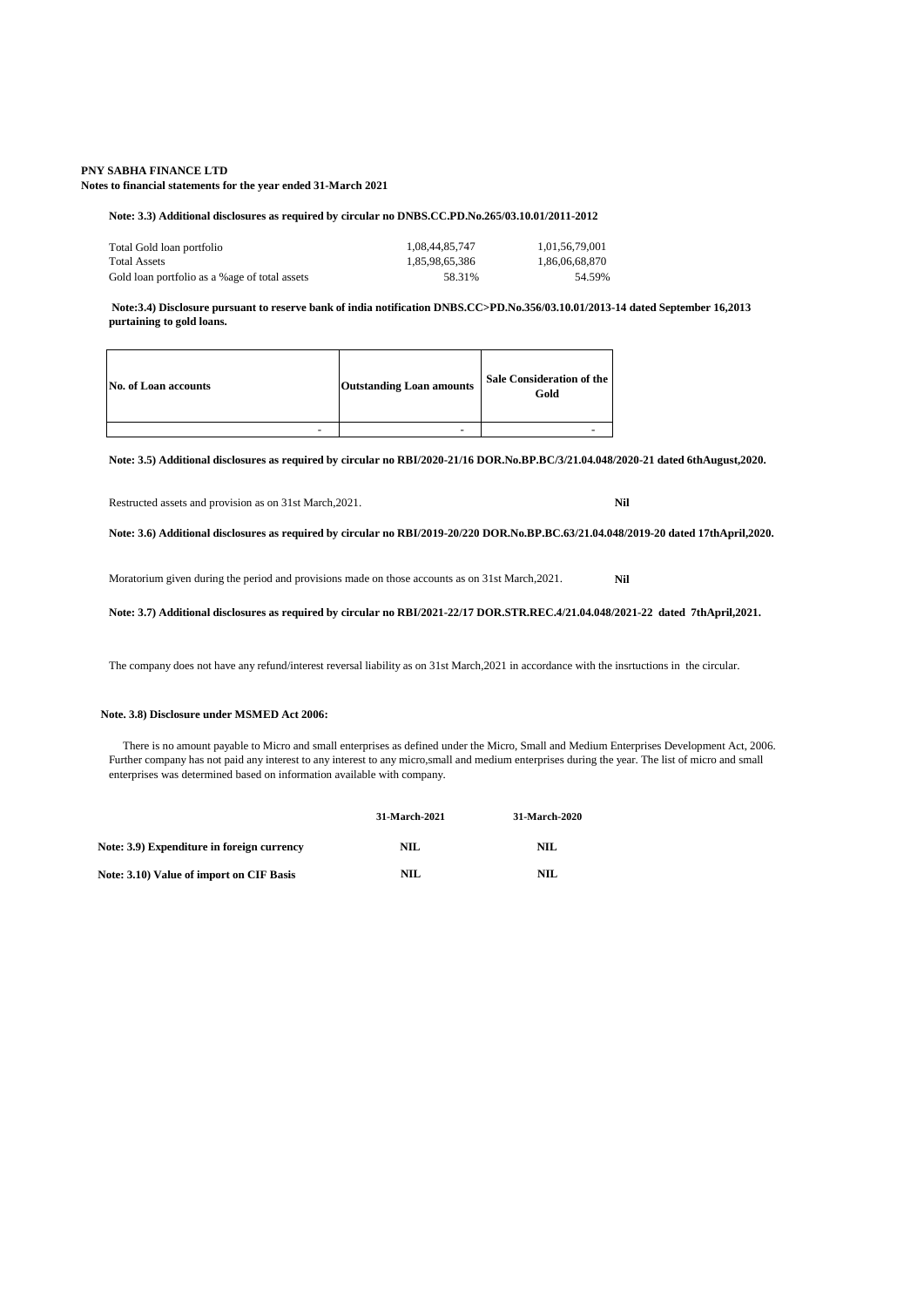**PNY SABHA FINANCE LTD**
**Notes to financial statements for the year ended 31-March 2021**

**Note: 3.3) Additional disclosures as required by circular no DNBS.CC.PD.No.265/03.10.01/2011-2012**

| | | |
|---|---|---|
| Total Gold loan portfolio | 1,08,44,85,747 | 1,01,56,79,001 |
| Total Assets | 1,85,98,65,386 | 1,86,06,68,870 |
| Gold loan portfolio as a %age of total assets | 58.31% | 54.59% |

**Note:3.4) Disclosure pursuant to reserve bank of india notification DNBS.CC>PD.No.356/03.10.01/2013-14 dated September 16,2013 purtaining to gold loans.**

| No. of Loan accounts | Outstanding Loan amounts | Sale Consideration of the Gold |
|---|---|---|
| - | - | - |

**Note: 3.5) Additional disclosures as required by circular no RBI/2020-21/16 DOR.No.BP.BC/3/21.04.048/2020-21 dated 6thAugust,2020.**

Restructed assets and provision as on 31st March,2021. **Nil**

**Note: 3.6) Additional disclosures as required by circular no RBI/2019-20/220 DOR.No.BP.BC.63/21.04.048/2019-20 dated 17thApril,2020.**

Moratorium given during the period and provisions made on those accounts as on 31st March,2021. **Nil**

**Note: 3.7) Additional disclosures as required by circular no RBI/2021-22/17 DOR.STR.REC.4/21.04.048/2021-22 dated 7thApril,2021.**

The company does not have any refund/interest reversal liability as on 31st March,2021 in accordance with the insrtuctions in the circular.

**Note. 3.8) Disclosure under MSMED Act 2006:**

There is no amount payable to Micro and small enterprises as defined under the Micro, Small and Medium Enterprises Development Act, 2006. Further company has not paid any interest to any interest to any micro,small and medium enterprises during the year. The list of micro and small enterprises was determined based on information available with company.

| | **31-March-2021** | **31-March-2020** |
|---|---|---|
| **Note: 3.9) Expenditure in foreign currency** | **NIL** | **NIL** |
| **Note: 3.10) Value of import on CIF Basis** | **NIL** | **NIL** |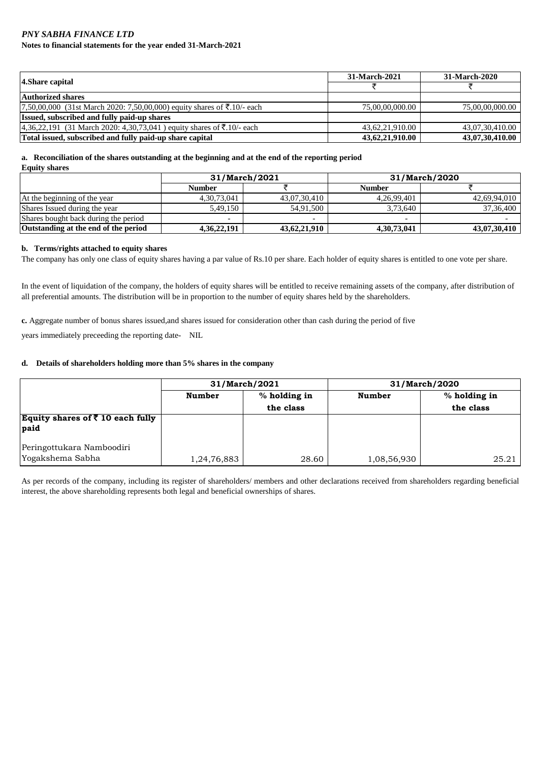*PNY SABHA FINANCE LTD*

**Notes to financial statements for the year ended 31-March-2021**

| 4.Share capital | 31-March-2021 | 31-March-2020 |
|---|---|---|
| | ₹ | ₹ |
| **Authorized shares** | | |
| 7,50,00,000 (31st March 2020: 7,50,00,000) equity shares of ₹.10/- each | 75,00,00,000.00 | 75,00,00,000.00 |
| **Issued, subscribed and fully paid-up shares** | | |
| 4,36,22,191 (31 March 2020: 4,30,73,041 ) equity shares of ₹.10/- each | 43,62,21,910.00 | 43,07,30,410.00 |
| **Total issued, subscribed and fully paid-up share capital** | **43,62,21,910.00** | **43,07,30,410.00** |

**a. Reconciliation of the shares outstanding at the beginning and at the end of the reporting period**

**Equity shares**

| | 31/March/2021 | | 31/March/2020 | |
|---|---|---|---|---|
| | **Number** | ₹ | **Number** | ₹ |
| At the beginning of the year | 4,30,73,041 | 43,07,30,410 | 4,26,99,401 | 42,69,94,010 |
| Shares Issued during the year | 5,49,150 | 54,91,500 | 3,73,640 | 37,36,400 |
| Shares bought back during the period | - | - | - | - |
| **Outstanding at the end of the period** | **4,36,22,191** | **43,62,21,910** | **4,30,73,041** | **43,07,30,410** |

**b. Terms/rights attached to equity shares**

The company has only one class of equity shares having a par value of Rs.10 per share. Each holder of equity shares is entitled to one vote per share.

In the event of liquidation of the company, the holders of equity shares will be entitled to receive remaining assets of the company, after distribution of all preferential amounts. The distribution will be in proportion to the number of equity shares held by the shareholders.

**c.** Aggregate number of bonus shares issued,and shares issued for consideration other than cash during the period of five

years immediately preceeding the reporting date- NIL

**d. Details of shareholders holding more than 5% shares in the company**

| | 31/March/2021 | | 31/March/2020 | |
|---|---|---|---|---|
| | **Number** | **% holding in the class** | **Number** | **% holding in the class** |
| **Equity shares of ₹ 10 each fully paid** | | | | |
| Peringottukara Namboodiri Yogakshema Sabha | 1,24,76,883 | 28.60 | 1,08,56,930 | 25.21 |

As per records of the company, including its register of shareholders/ members and other declarations received from shareholders regarding beneficial interest, the above shareholding represents both legal and beneficial ownerships of shares.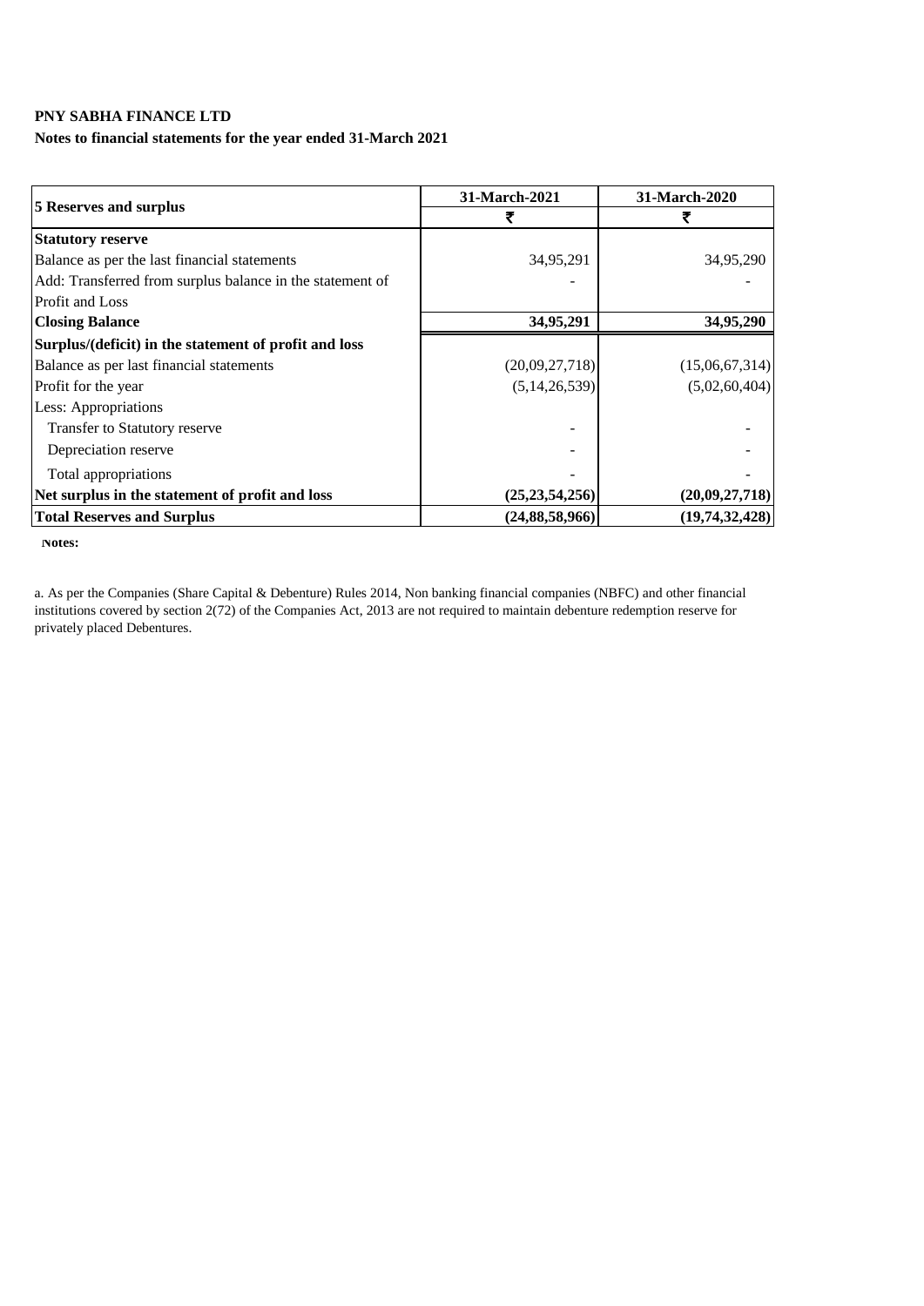**PNY SABHA FINANCE LTD**

**Notes to financial statements for the year ended 31-March 2021**

| **5 Reserves and surplus** | **31-March-2021** | **31-March-2020** |
|---|---|---|
| | **₹** | **₹** |
| **Statutory reserve** | | |
| Balance as per the last financial statements | 34,95,291 | 34,95,290 |
| Add: Transferred from surplus balance in the statement of Profit and Loss | - | - |
| **Closing Balance** | **34,95,291** | **34,95,290** |
| **Surplus/(deficit) in the statement of profit and loss** | | |
| Balance as per last financial statements | (20,09,27,718) | (15,06,67,314) |
| Profit for the year | (5,14,26,539) | (5,02,60,404) |
| Less: Appropriations | | |
| Transfer to Statutory reserve | - | - |
| Depreciation reserve | - | - |
| Total appropriations | - | - |
| **Net surplus in the statement of profit and loss** | **(25,23,54,256)** | **(20,09,27,718)** |
| **Total Reserves and Surplus** | **(24,88,58,966)** | **(19,74,32,428)** |

**Notes:**

a. As per the Companies (Share Capital & Debenture) Rules 2014, Non banking financial companies (NBFC) and other financial institutions covered by section 2(72) of the Companies Act, 2013 are not required to maintain debenture redemption reserve for privately placed Debentures.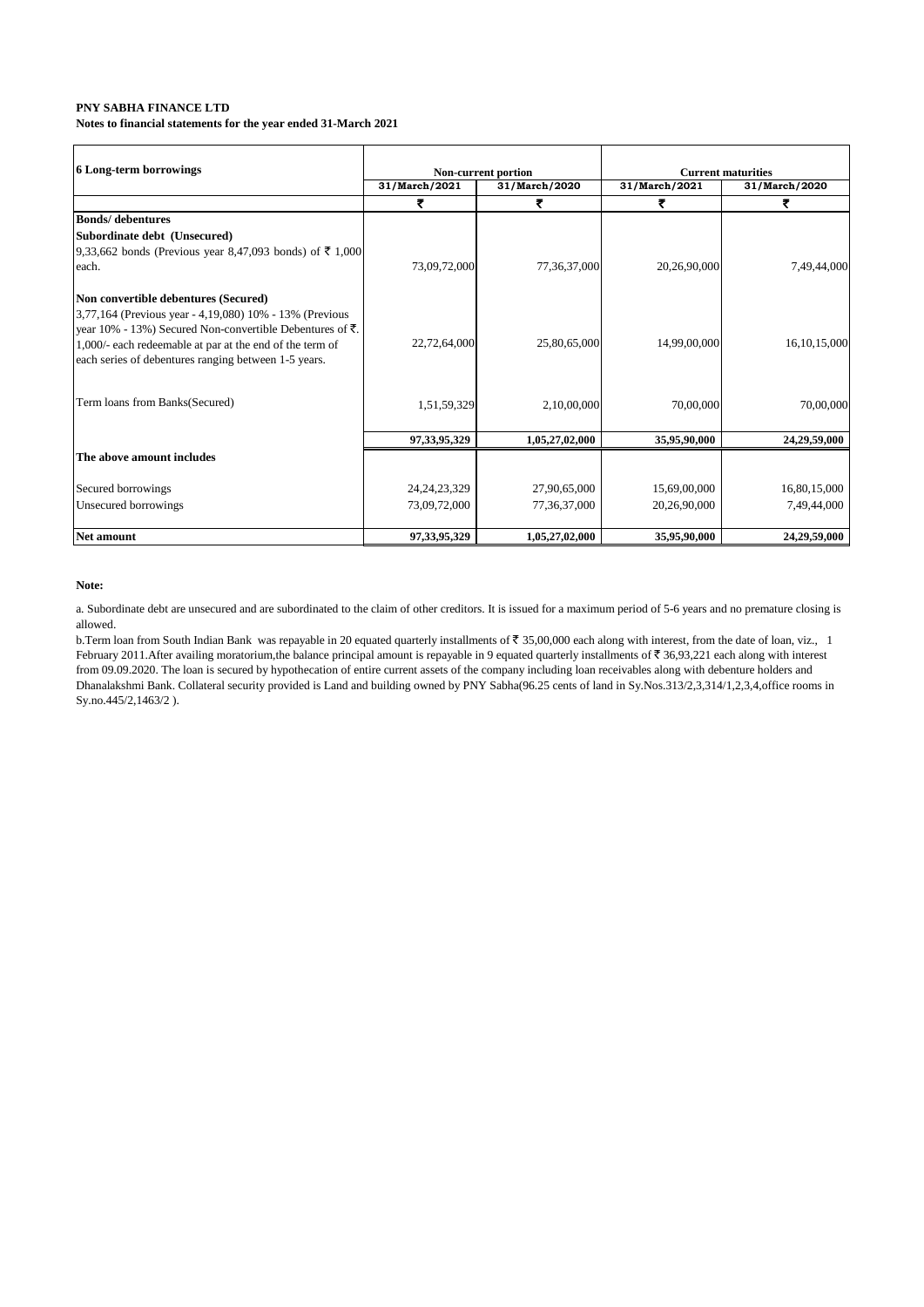**PNY SABHA FINANCE LTD**

**Notes to financial statements for the year ended 31-March 2021**

| 6 Long-term borrowings | Non-current portion | | Current maturities | |
|---|---|---|---|---|
| | 31/March/2021 | 31/March/2020 | 31/March/2021 | 31/March/2020 |
| | ₹ | ₹ | ₹ | ₹ |
| **Bonds/ debentures** | | | | |
| **Subordinate debt (Unsecured)** | | | | |
| 9,33,662 bonds (Previous year 8,47,093 bonds) of ₹ 1,000 each. | 73,09,72,000 | 77,36,37,000 | 20,26,90,000 | 7,49,44,000 |
| **Non convertible debentures (Secured)** | | | | |
| 3,77,164 (Previous year - 4,19,080) 10% - 13% (Previous year 10% - 13%) Secured Non-convertible Debentures of ₹. 1,000/- each redeemable at par at the end of the term of each series of debentures ranging between 1-5 years. | 22,72,64,000 | 25,80,65,000 | 14,99,00,000 | 16,10,15,000 |
| Term loans from Banks(Secured) | 1,51,59,329 | 2,10,00,000 | 70,00,000 | 70,00,000 |
| | **97,33,95,329** | **1,05,27,02,000** | **35,95,90,000** | **24,29,59,000** |
| **The above amount includes** | | | | |
| Secured borrowings | 24,24,23,329 | 27,90,65,000 | 15,69,00,000 | 16,80,15,000 |
| Unsecured borrowings | 73,09,72,000 | 77,36,37,000 | 20,26,90,000 | 7,49,44,000 |
| **Net amount** | **97,33,95,329** | **1,05,27,02,000** | **35,95,90,000** | **24,29,59,000** |

**Note:**

a. Subordinate debt are unsecured and are subordinated to the claim of other creditors. It is issued for a maximum period of 5-6 years and no premature closing is allowed.

b.Term loan from South Indian Bank was repayable in 20 equated quarterly installments of ₹ 35,00,000 each along with interest, from the date of loan, viz., 1 February 2011.After availing moratorium,the balance principal amount is repayable in 9 equated quarterly installments of ₹ 36,93,221 each along with interest from 09.09.2020. The loan is secured by hypothecation of entire current assets of the company including loan receivables along with debenture holders and Dhanalakshmi Bank. Collateral security provided is Land and building owned by PNY Sabha(96.25 cents of land in Sy.Nos.313/2,3,314/1,2,3,4,office rooms in Sy.no.445/2,1463/2 ).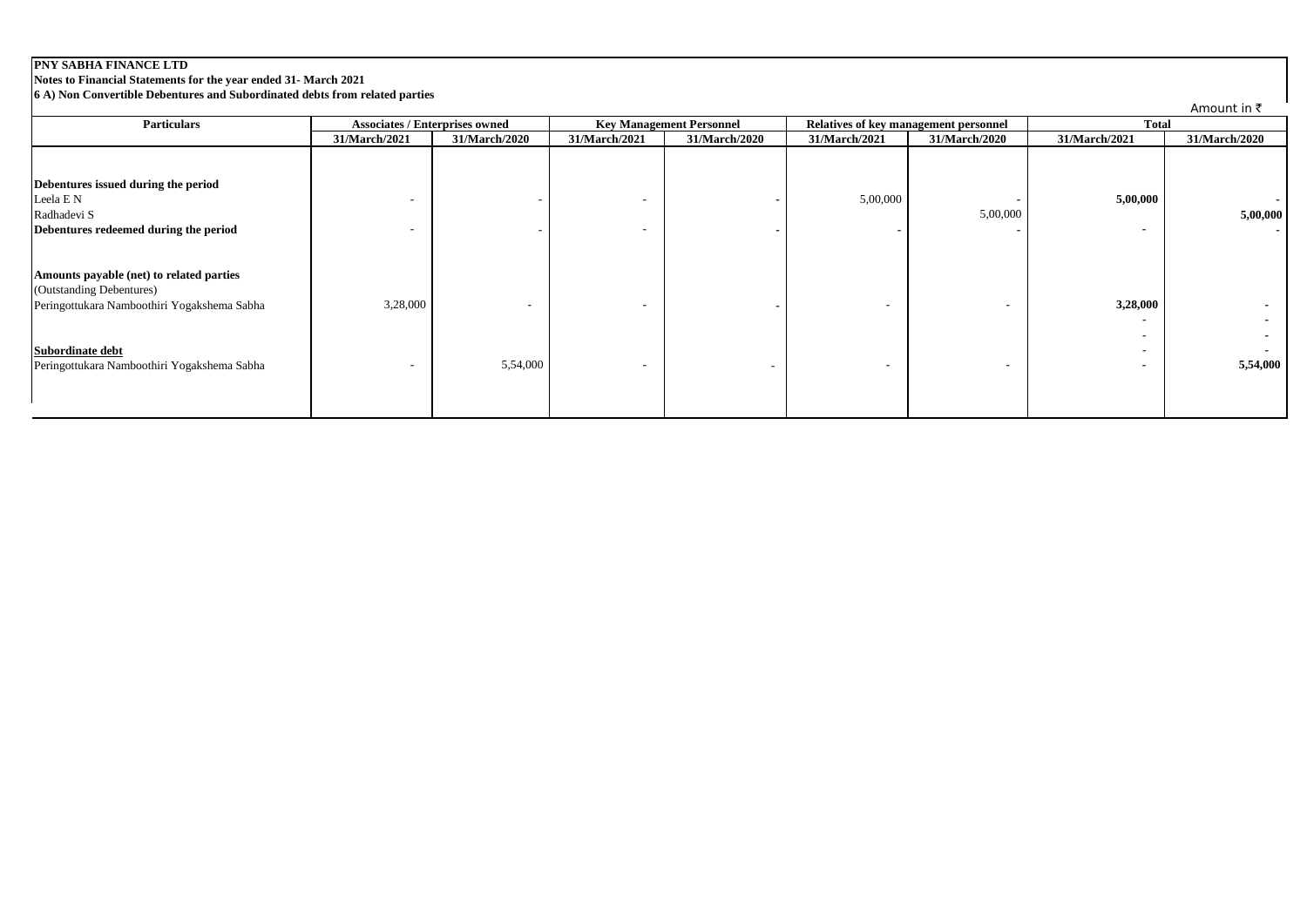**PNY SABHA FINANCE LTD**

**Notes to Financial Statements for the year ended 31- March 2021**

**6 A) Non Convertible Debentures and Subordinated debts from related parties**

Amount in ₹

| Particulars | Associates / Enterprises owned | | Key Management Personnel | | Relatives of key management personnel | | Total | |
|---|---|---|---|---|---|---|---|---|
| | 31/March/2021 | 31/March/2020 | 31/March/2021 | 31/March/2020 | 31/March/2021 | 31/March/2020 | 31/March/2021 | 31/March/2020 |
| **Debentures issued during the period** | | | | | | | | |
| Leela E N | - | - | - | - | 5,00,000 | - | **5,00,000** | **-** |
| Radhadevi S | | | | | | 5,00,000 | | **5,00,000** |
| **Debentures redeemed during the period** | - | - | - | - | - | - | - | **-** |
| **Amounts payable (net) to related parties** | | | | | | | | |
| (Outstanding Debentures) | | | | | | | | |
| Peringottukara Namboothiri Yogakshema Sabha | 3,28,000 | - | - | - | - | - | **3,28,000** | - |
| | | | | | | | - | - |
| | | | | | | | - | - |
| **Subordinate debt** | | | | | | | - | - |
| Peringottukara Namboothiri Yogakshema Sabha | - | 5,54,000 | - | - | - | - | - | **5,54,000** |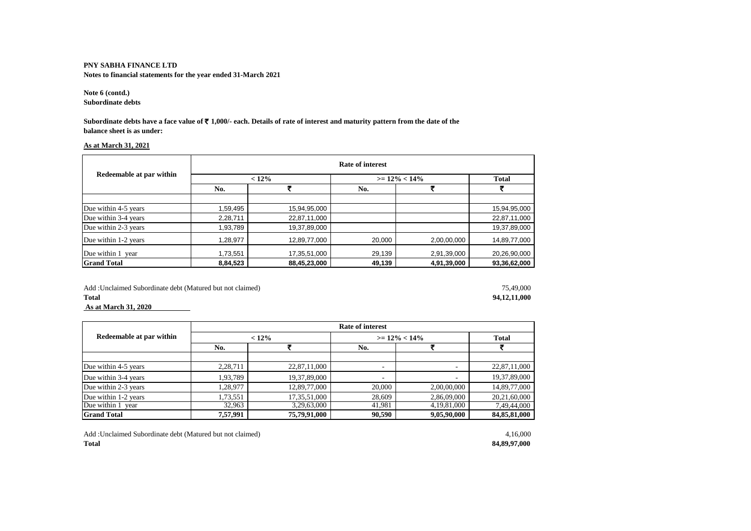**PNY SABHA FINANCE LTD**

**Notes to financial statements for the year ended 31-March 2021**

**Note 6 (contd.)**

**Subordinate debts**

**Subordinate debts have a face value of ₹ 1,000/- each. Details of rate of interest and maturity pattern from the date of the balance sheet is as under:**

**As at March 31, 2021**

| Redeemable at par within | Rate of interest | | | | |
|---|---|---|---|---|---|
| | < 12% | | >= 12% < 14% | | Total |
| | No. | ₹ | No. | ₹ | ₹ |
| | | | | | |
| Due within 4-5 years | 1,59,495 | 15,94,95,000 | | | 15,94,95,000 |
| Due within 3-4 years | 2,28,711 | 22,87,11,000 | | | 22,87,11,000 |
| Due within 2-3 years | 1,93,789 | 19,37,89,000 | | | 19,37,89,000 |
| Due within 1-2 years | 1,28,977 | 12,89,77,000 | 20,000 | 2,00,00,000 | 14,89,77,000 |
| Due within 1 year | 1,73,551 | 17,35,51,000 | 29,139 | 2,91,39,000 | 20,26,90,000 |
| **Grand Total** | **8,84,523** | **88,45,23,000** | **49,139** | **4,91,39,000** | **93,36,62,000** |

Add :Unclaimed Subordinate debt (Matured but not claimed) 75,49,000

**Total** **94,12,11,000**

**As at March 31, 2020**

| Redeemable at par within | Rate of interest | | | | |
|---|---|---|---|---|---|
| | < 12% | | >= 12% < 14% | | Total |
| | No. | ₹ | No. | ₹ | ₹ |
| | | | | | |
| Due within 4-5 years | 2,28,711 | 22,87,11,000 | - | - | 22,87,11,000 |
| Due within 3-4 years | 1,93,789 | 19,37,89,000 | - | - | 19,37,89,000 |
| Due within 2-3 years | 1,28,977 | 12,89,77,000 | 20,000 | 2,00,00,000 | 14,89,77,000 |
| Due within 1-2 years | 1,73,551 | 17,35,51,000 | 28,609 | 2,86,09,000 | 20,21,60,000 |
| Due within 1 year | 32,963 | 3,29,63,000 | 41,981 | 4,19,81,000 | 7,49,44,000 |
| **Grand Total** | **7,57,991** | **75,79,91,000** | **90,590** | **9,05,90,000** | **84,85,81,000** |

Add :Unclaimed Subordinate debt (Matured but not claimed) 4,16,000

**Total** **84,89,97,000**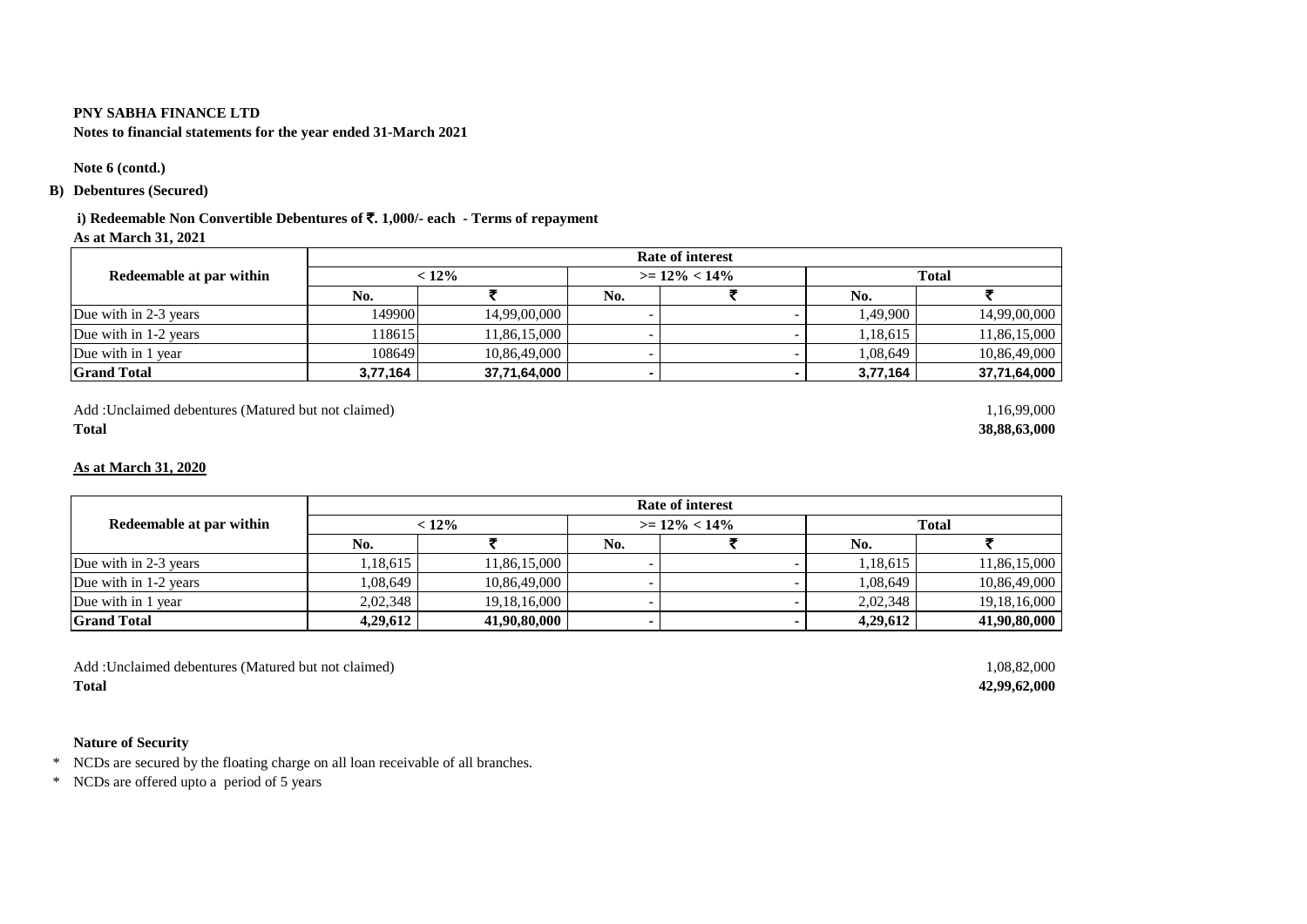**PNY SABHA FINANCE LTD**

**Notes to financial statements for the year ended 31-March 2021**

**Note 6 (contd.)**

**B) Debentures (Secured)**

**i) Redeemable Non Convertible Debentures of ₹. 1,000/- each - Terms of repayment**

**As at March 31, 2021**

| Redeemable at par within | Rate of interest | | | | | |
|---|---|---|---|---|---|---|
| | < 12% | | >= 12% < 14% | | Total | |
| | No. | ₹ | No. | ₹ | No. | ₹ |
| Due with in 2-3 years | 149900 | 14,99,00,000 | - | - | 1,49,900 | 14,99,00,000 |
| Due with in 1-2 years | 118615 | 11,86,15,000 | - | - | 1,18,615 | 11,86,15,000 |
| Due with in 1 year | 108649 | 10,86,49,000 | - | - | 1,08,649 | 10,86,49,000 |
| **Grand Total** | **3,77,164** | **37,71,64,000** | **-** | **-** | **3,77,164** | **37,71,64,000** |

Add :Unclaimed debentures (Matured but not claimed) 1,16,99,000

**Total** **38,88,63,000**

**As at March 31, 2020**

| Redeemable at par within | Rate of interest | | | | | |
|---|---|---|---|---|---|---|
| | < 12% | | >= 12% < 14% | | Total | |
| | No. | ₹ | No. | ₹ | No. | ₹ |
| Due with in 2-3 years | 1,18,615 | 11,86,15,000 | - | - | 1,18,615 | 11,86,15,000 |
| Due with in 1-2 years | 1,08,649 | 10,86,49,000 | - | - | 1,08,649 | 10,86,49,000 |
| Due with in 1 year | 2,02,348 | 19,18,16,000 | - | - | 2,02,348 | 19,18,16,000 |
| **Grand Total** | **4,29,612** | **41,90,80,000** | **-** | **-** | **4,29,612** | **41,90,80,000** |

Add :Unclaimed debentures (Matured but not claimed) 1,08,82,000

**Total** **42,99,62,000**

**Nature of Security**

* NCDs are secured by the floating charge on all loan receivable of all branches.
* NCDs are offered upto a period of 5 years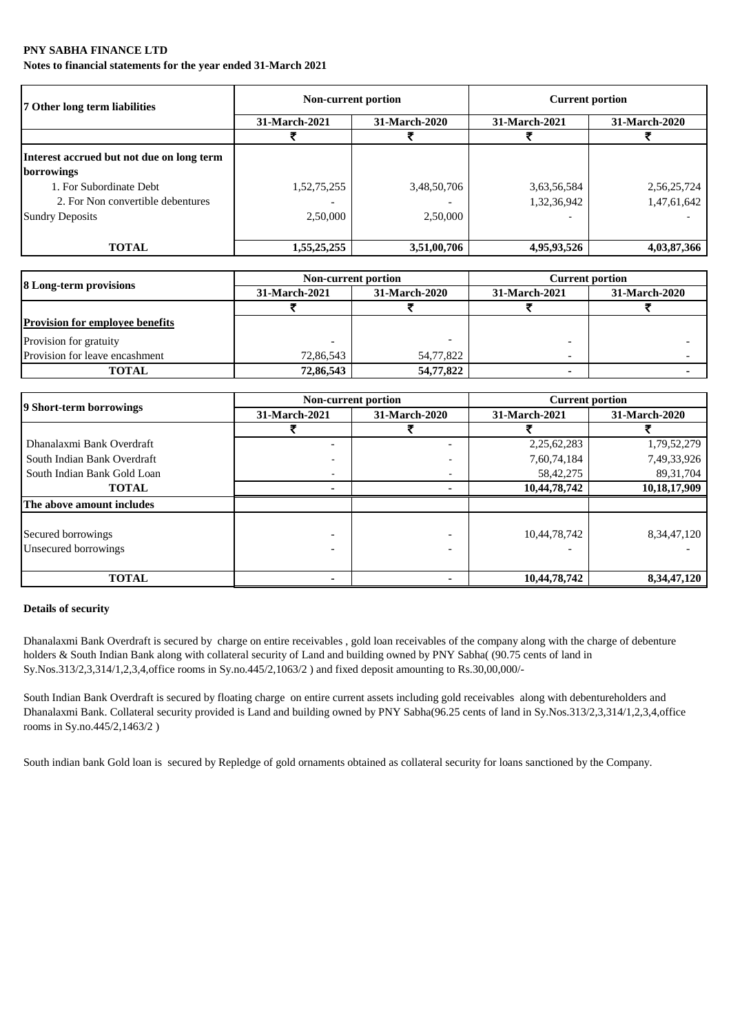**PNY SABHA FINANCE LTD**

**Notes to financial statements for the year ended 31-March 2021**

| 7 Other long term liabilities | Non-current portion | | Current portion | |
|---|---|---|---|---|
| | 31-March-2021 | 31-March-2020 | 31-March-2021 | 31-March-2020 |
| | ₹ | ₹ | ₹ | ₹ |
| **Interest accrued but not due on long term borrowings** | | | | |
| 1. For Subordinate Debt | 1,52,75,255 | 3,48,50,706 | 3,63,56,584 | 2,56,25,724 |
| 2. For Non convertible debentures | - | - | 1,32,36,942 | 1,47,61,642 |
| Sundry Deposits | 2,50,000 | 2,50,000 | - | - |
| **TOTAL** | **1,55,25,255** | **3,51,00,706** | **4,95,93,526** | **4,03,87,366** |

| 8 Long-term provisions | Non-current portion | | Current portion | |
|---|---|---|---|---|
| | 31-March-2021 | 31-March-2020 | 31-March-2021 | 31-March-2020 |
| | ₹ | ₹ | ₹ | ₹ |
| **Provision for employee benefits** | | | | |
| Provision for gratuity | - | - | - | - |
| Provision for leave encashment | 72,86,543 | 54,77,822 | - | - |
| **TOTAL** | **72,86,543** | **54,77,822** | **-** | **-** |

| 9 Short-term borrowings | Non-current portion | | Current portion | |
|---|---|---|---|---|
| | 31-March-2021 | 31-March-2020 | 31-March-2021 | 31-March-2020 |
| | ₹ | ₹ | ₹ | ₹ |
| Dhanalaxmi Bank Overdraft | - | - | 2,25,62,283 | 1,79,52,279 |
| South Indian Bank Overdraft | - | - | 7,60,74,184 | 7,49,33,926 |
| South Indian Bank Gold Loan | - | - | 58,42,275 | 89,31,704 |
| **TOTAL** | **-** | **-** | **10,44,78,742** | **10,18,17,909** |
| **The above amount includes** | | | | |
| Secured borrowings | - | - | 10,44,78,742 | 8,34,47,120 |
| Unsecured borrowings | - | - | - | - |
| **TOTAL** | **-** | **-** | **10,44,78,742** | **8,34,47,120** |

**Details of security**

Dhanalaxmi Bank Overdraft is secured by charge on entire receivables , gold loan receivables of the company along with the charge of debenture holders & South Indian Bank along with collateral security of Land and building owned by PNY Sabha( (90.75 cents of land in Sy.Nos.313/2,3,314/1,2,3,4,office rooms in Sy.no.445/2,1063/2 ) and fixed deposit amounting to Rs.30,00,000/-

South Indian Bank Overdraft is secured by floating charge on entire current assets including gold receivables along with debentureholders and Dhanalaxmi Bank. Collateral security provided is Land and building owned by PNY Sabha(96.25 cents of land in Sy.Nos.313/2,3,314/1,2,3,4,office rooms in Sy.no.445/2,1463/2 )

South indian bank Gold loan is secured by Repledge of gold ornaments obtained as collateral security for loans sanctioned by the Company.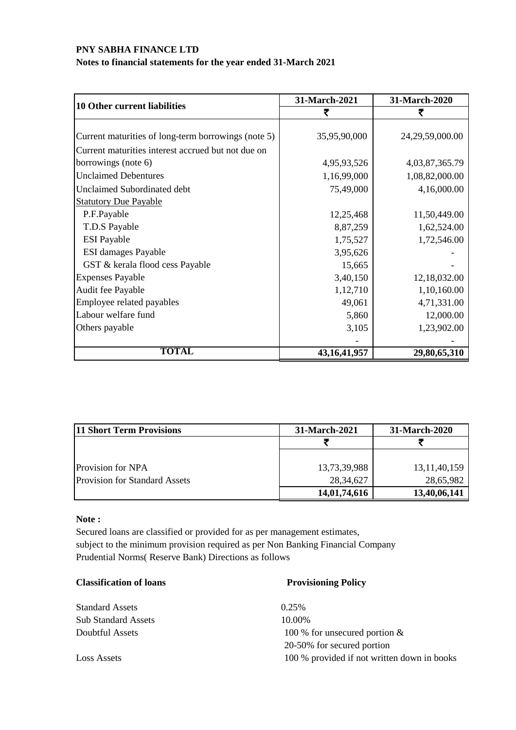**PNY SABHA FINANCE LTD**

**Notes to financial statements for the year ended 31-March 2021**

| 10 Other current liabilities | 31-March-2021 | 31-March-2020 |
|---|---|---|
| | ₹ | ₹ |
| Current maturities of long-term borrowings (note 5) | 35,95,90,000 | 24,29,59,000.00 |
| Current maturities interest accrued but not due on borrowings (note 6) | 4,95,93,526 | 4,03,87,365.79 |
| Unclaimed Debentures | 1,16,99,000 | 1,08,82,000.00 |
| Unclaimed Subordinated debt | 75,49,000 | 4,16,000.00 |
| Statutory Due Payable | | |
| P.F.Payable | 12,25,468 | 11,50,449.00 |
| T.D.S Payable | 8,87,259 | 1,62,524.00 |
| ESI Payable | 1,75,527 | 1,72,546.00 |
| ESI damages Payable | 3,95,626 | - |
| GST & kerala flood cess Payable | 15,665 | - |
| Expenses Payable | 3,40,150 | 12,18,032.00 |
| Audit fee Payable | 1,12,710 | 1,10,160.00 |
| Employee related payables | 49,061 | 4,71,331.00 |
| Labour welfare fund | 5,860 | 12,000.00 |
| Others payable | 3,105 | 1,23,902.00 |
| | - | - |
| **TOTAL** | **43,16,41,957** | **29,80,65,310** |

| 11 Short Term Provisions | 31-March-2021 | 31-March-2020 |
|---|---|---|
| | ₹ | ₹ |
| Provision for NPA | 13,73,39,988 | 13,11,40,159 |
| Provision for Standard Assets | 28,34,627 | 28,65,982 |
| | **14,01,74,616** | **13,40,06,141** |

**Note :**

Secured loans are classified or provided for as per management estimates, subject to the minimum provision required as per Non Banking Financial Company Prudential Norms( Reserve Bank) Directions as follows

| Classification of loans | Provisioning Policy |
|---|---|
| Standard Assets | 0.25% |
| Sub Standard Assets | 10.00% |
| Doubtful Assets | 100 % for unsecured portion & 20-50% for secured portion |
| Loss Assets | 100 % provided if not written down in books |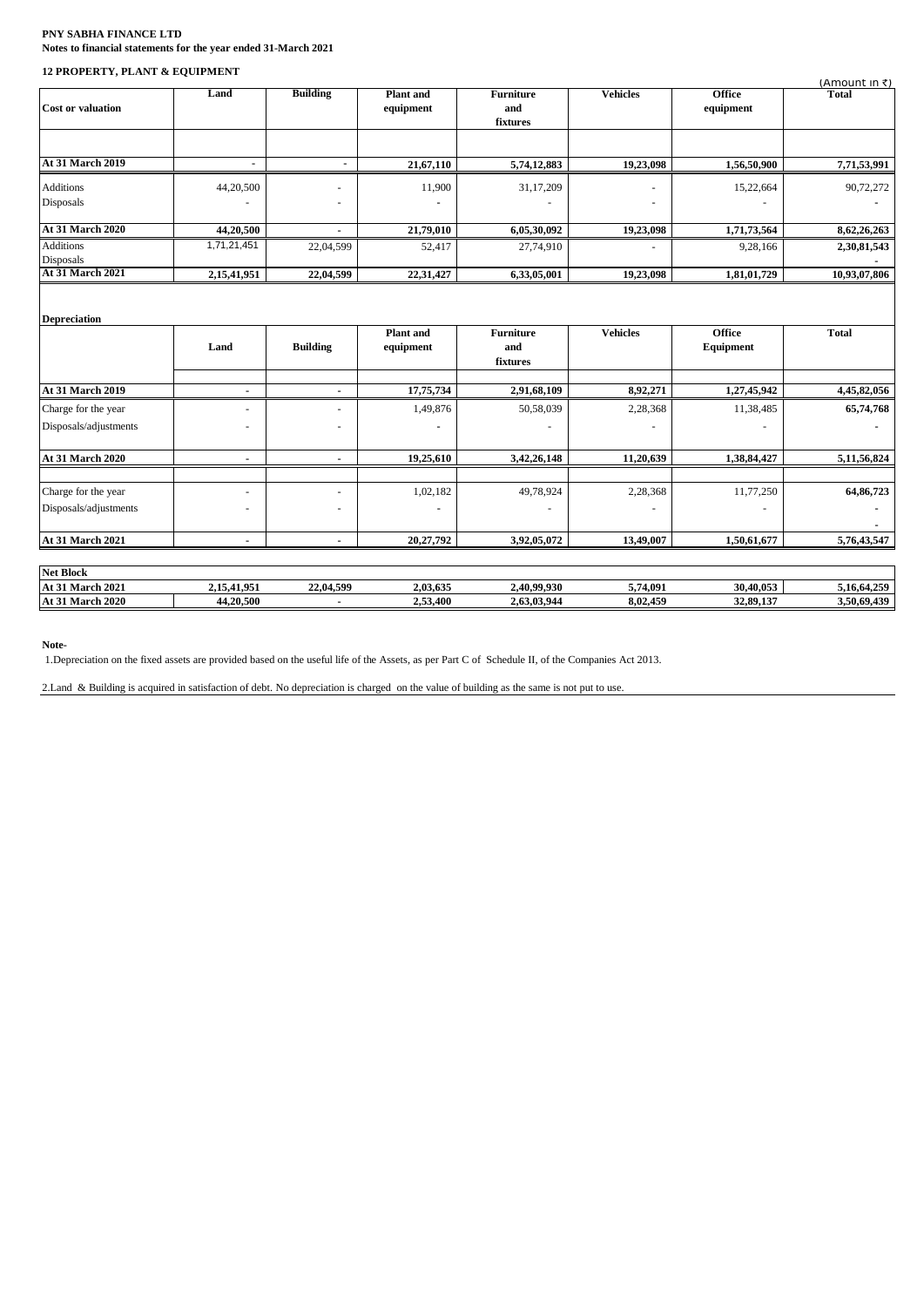**PNY SABHA FINANCE LTD**
**Notes to financial statements for the year ended 31-March 2021**

## 12 PROPERTY, PLANT & EQUIPMENT

(Amount in ₹)

| Cost or valuation | Land | Building | Plant and equipment | Furniture and fixtures | Vehicles | Office equipment | Total |
|---|---|---|---|---|---|---|---|
| **At 31 March 2019** | - | - | 21,67,110 | 5,74,12,883 | 19,23,098 | 1,56,50,900 | 7,71,53,991 |
| Additions | 44,20,500 | - | 11,900 | 31,17,209 | - | 15,22,664 | 90,72,272 |
| Disposals | - | - | - | - | - | - | - |
| **At 31 March 2020** | 44,20,500 | - | 21,79,010 | 6,05,30,092 | 19,23,098 | 1,71,73,564 | 8,62,26,263 |
| Additions | 1,71,21,451 | 22,04,599 | 52,417 | 27,74,910 | - | 9,28,166 | 2,30,81,543 |
| Disposals | | | | | | | - |
| **At 31 March 2021** | 2,15,41,951 | 22,04,599 | 22,31,427 | 6,33,05,001 | 19,23,098 | 1,81,01,729 | 10,93,07,806 |

**Depreciation**

| | Land | Building | Plant and equipment | Furniture and fixtures | Vehicles | Office Equipment | Total |
|---|---|---|---|---|---|---|---|
| **At 31 March 2019** | - | - | 17,75,734 | 2,91,68,109 | 8,92,271 | 1,27,45,942 | 4,45,82,056 |
| Charge for the year | - | - | 1,49,876 | 50,58,039 | 2,28,368 | 11,38,485 | 65,74,768 |
| Disposals/adjustments | - | - | - | - | - | - | - |
| **At 31 March 2020** | - | - | 19,25,610 | 3,42,26,148 | 11,20,639 | 1,38,84,427 | 5,11,56,824 |
| Charge for the year | - | - | 1,02,182 | 49,78,924 | 2,28,368 | 11,77,250 | 64,86,723 |
| Disposals/adjustments | - | - | - | - | - | - | - |
| **At 31 March 2021** | - | - | 20,27,792 | 3,92,05,072 | 13,49,007 | 1,50,61,677 | 5,76,43,547 |

| Net Block | Land | Building | Plant and equipment | Furniture and fixtures | Vehicles | Office Equipment | Total |
|---|---|---|---|---|---|---|---|
| **At 31 March 2021** | 2,15,41,951 | 22,04,599 | 2,03,635 | 2,40,99,930 | 5,74,091 | 30,40,053 | 5,16,64,259 |
| **At 31 March 2020** | 44,20,500 | - | 2,53,400 | 2,63,03,944 | 8,02,459 | 32,89,137 | 3,50,69,439 |

**Note-**

1.Depreciation on the fixed assets are provided based on the useful life of the Assets, as per Part C of Schedule II, of the Companies Act 2013.

2.Land & Building is acquired in satisfaction of debt. No depreciation is charged on the value of building as the same is not put to use.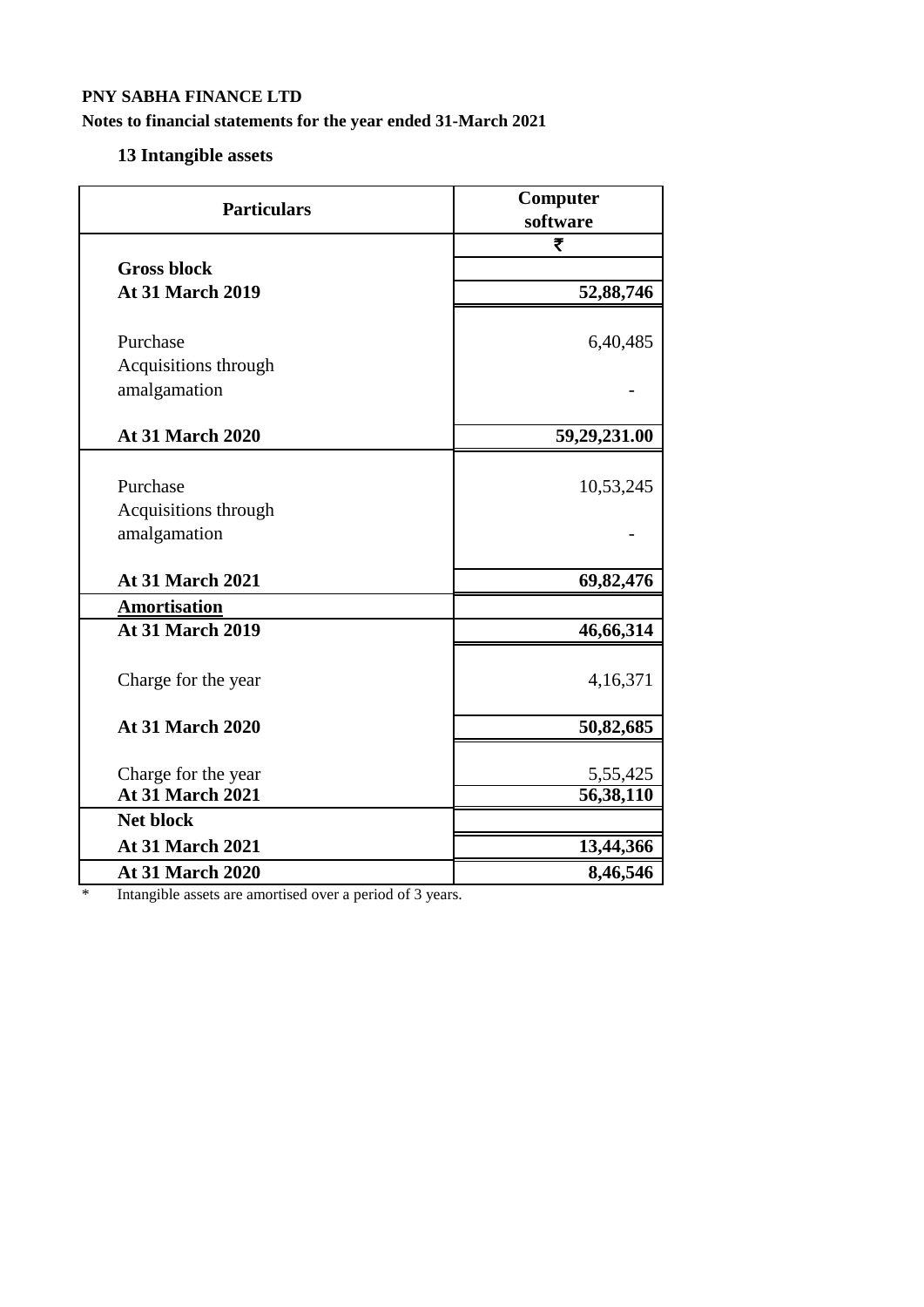**PNY SABHA FINANCE LTD**

**Notes to financial statements for the year ended 31-March 2021**

### 13 Intangible assets

| Particulars | Computer software |
|---|---|
| | ₹ |
| **Gross block** | |
| **At 31 March 2019** | **52,88,746** |
| Purchase | 6,40,485 |
| Acquisitions through amalgamation | - |
| **At 31 March 2020** | **59,29,231.00** |
| Purchase | 10,53,245 |
| Acquisitions through amalgamation | - |
| **At 31 March 2021** | **69,82,476** |
| **Amortisation** | |
| **At 31 March 2019** | **46,66,314** |
| Charge for the year | 4,16,371 |
| **At 31 March 2020** | **50,82,685** |
| Charge for the year | 5,55,425 |
| **At 31 March 2021** | **56,38,110** |
| **Net block** | |
| **At 31 March 2021** | **13,44,366** |
| **At 31 March 2020** | **8,46,546** |

* Intangible assets are amortised over a period of 3 years.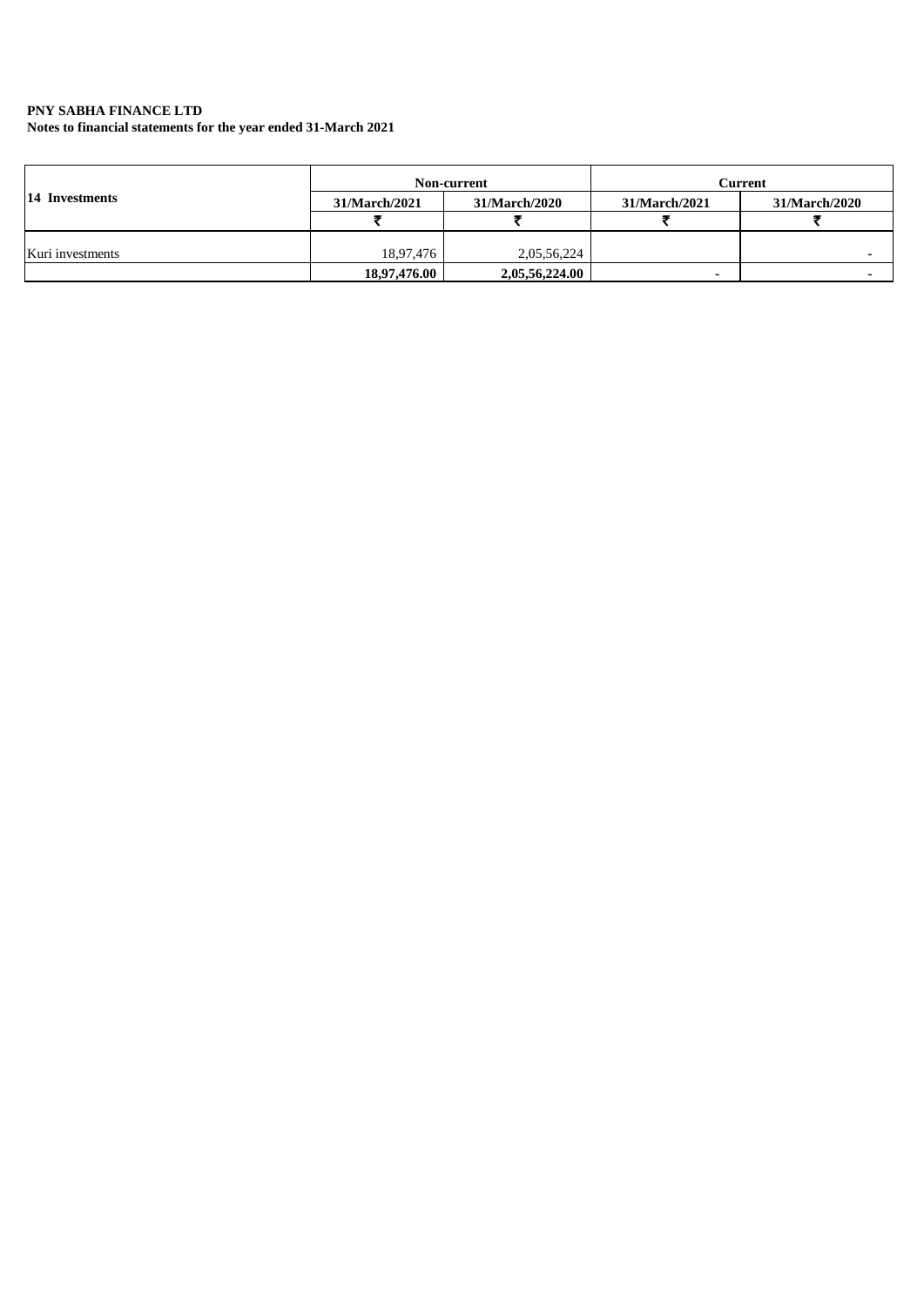**PNY SABHA FINANCE LTD**
**Notes to financial statements for the year ended 31-March 2021**

| 14 Investments | Non-current | | Current | |
|---|---|---|---|---|
| | 31/March/2021 | 31/March/2020 | 31/March/2021 | 31/March/2020 |
| | ₹ | ₹ | ₹ | ₹ |
| Kuri investments | 18,97,476 | 2,05,56,224 | | - |
| | **18,97,476.00** | **2,05,56,224.00** | **-** | **-** |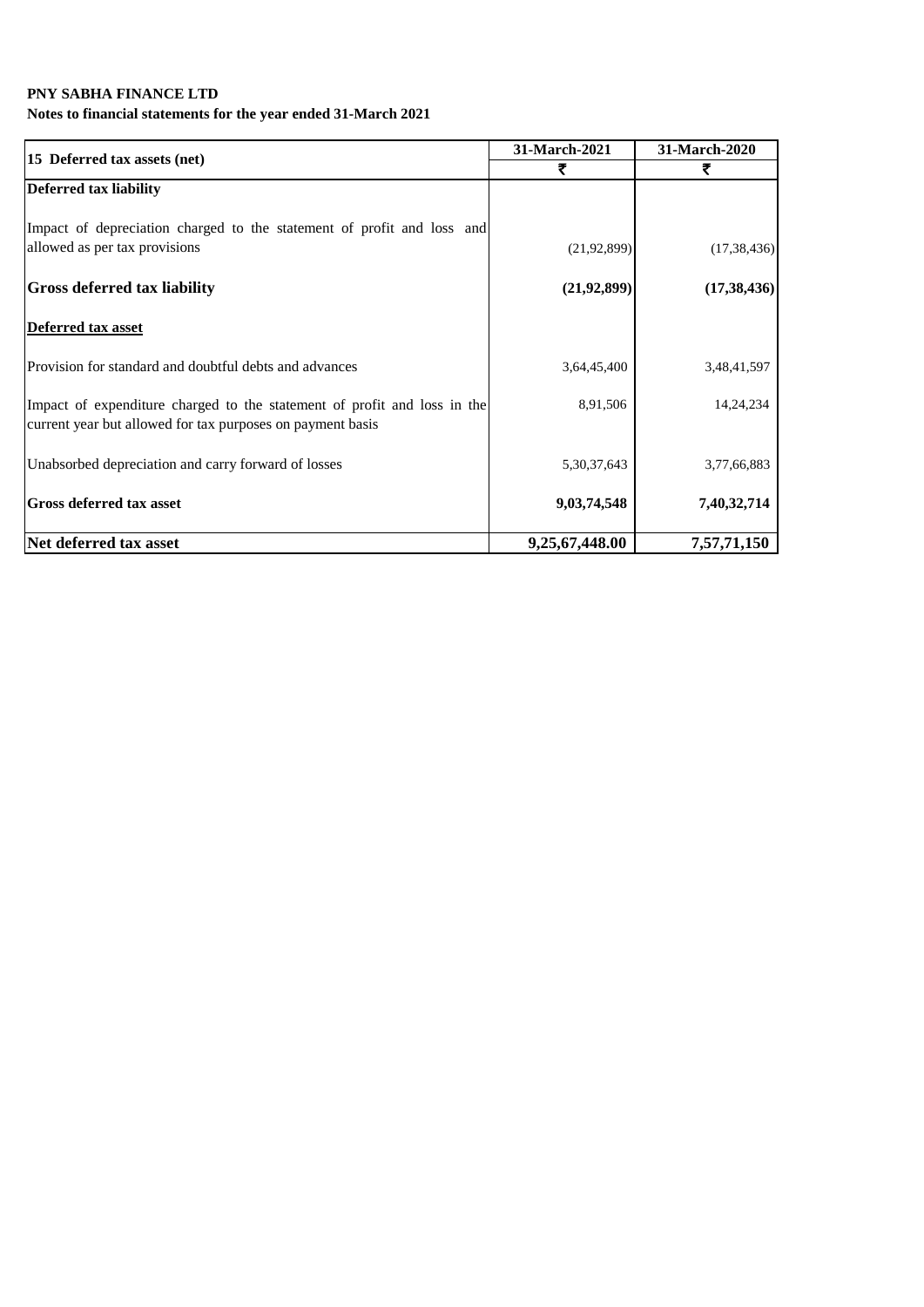**PNY SABHA FINANCE LTD**

**Notes to financial statements for the year ended 31-March 2021**

| 15 Deferred tax assets (net) | 31-March-2021 | 31-March-2020 |
|---|---|---|
| | ₹ | ₹ |
| **Deferred tax liability** | | |
| Impact of depreciation charged to the statement of profit and loss and allowed as per tax provisions | (21,92,899) | (17,38,436) |
| **Gross deferred tax liability** | **(21,92,899)** | **(17,38,436)** |
| **Deferred tax asset** | | |
| Provision for standard and doubtful debts and advances | 3,64,45,400 | 3,48,41,597 |
| Impact of expenditure charged to the statement of profit and loss in the current year but allowed for tax purposes on payment basis | 8,91,506 | 14,24,234 |
| Unabsorbed depreciation and carry forward of losses | 5,30,37,643 | 3,77,66,883 |
| **Gross deferred tax asset** | **9,03,74,548** | **7,40,32,714** |
| **Net deferred tax asset** | **9,25,67,448.00** | **7,57,71,150** |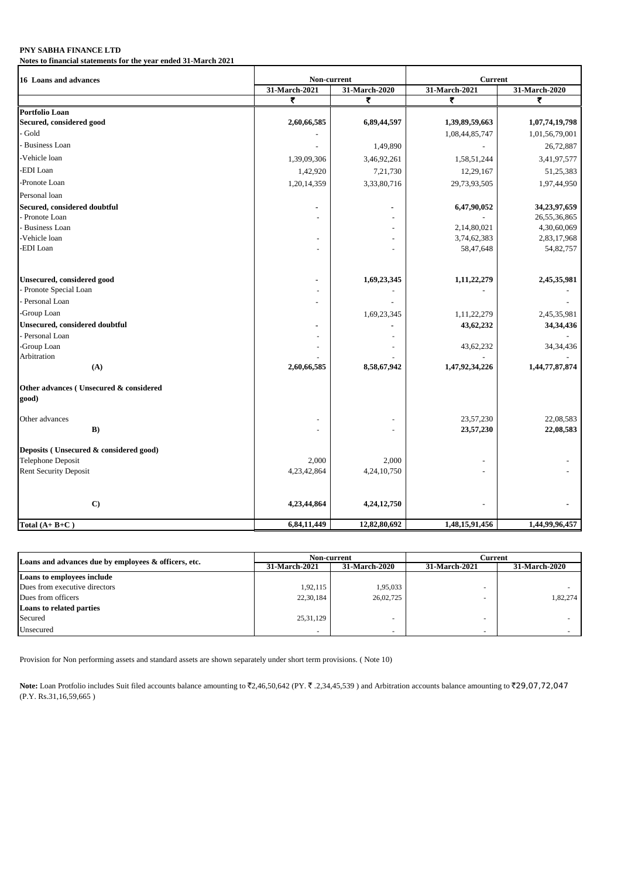**PNY SABHA FINANCE LTD**

**Notes to financial statements for the year ended 31-March 2021**

| 16 Loans and advances | Non-current | | Current | |
|---|---|---|---|---|
| | 31-March-2021 | 31-March-2020 | 31-March-2021 | 31-March-2020 |
| | ₹ | ₹ | ₹ | ₹ |
| **Portfolio Loan** | | | | |
| **Secured, considered good** | **2,60,66,585** | **6,89,44,597** | **1,39,89,59,663** | **1,07,74,19,798** |
| - Gold | - | | 1,08,44,85,747 | 1,01,56,79,001 |
| - Business Loan | - | 1,49,890 | - | 26,72,887 |
| -Vehicle loan | 1,39,09,306 | 3,46,92,261 | 1,58,51,244 | 3,41,97,577 |
| -EDI Loan | 1,42,920 | 7,21,730 | 12,29,167 | 51,25,383 |
| -Pronote Loan | 1,20,14,359 | 3,33,80,716 | 29,73,93,505 | 1,97,44,950 |
| Personal loan | | | | |
| **Secured, considered doubtful** | **-** | **-** | **6,47,90,052** | **34,23,97,659** |
| - Pronote Loan | - | - | - | 26,55,36,865 |
| - Business Loan | | - | 2,14,80,021 | 4,30,60,069 |
| -Vehicle loan | - | - | 3,74,62,383 | 2,83,17,968 |
| -EDI Loan | - | - | 58,47,648 | 54,82,757 |
| **Unsecured, considered good** | **-** | **1,69,23,345** | **1,11,22,279** | **2,45,35,981** |
| - Pronote Special Loan | - | - | - | - |
| - Personal Loan | - | - | | - |
| -Group Loan | | 1,69,23,345 | 1,11,22,279 | 2,45,35,981 |
| **Unsecured, considered doubtful** | **-** | **-** | **43,62,232** | **34,34,436** |
| - Personal Loan | - | - | - | - |
| -Group Loan | - | - | 43,62,232 | 34,34,436 |
| Arbitration | - | - | - | - |
| **(A)** | **2,60,66,585** | **8,58,67,942** | **1,47,92,34,226** | **1,44,77,87,874** |
| **Other advances ( Unsecured & considered good)** | | | | |
| Other advances | - | - | 23,57,230 | 22,08,583 |
| **B)** | - | - | **23,57,230** | **22,08,583** |
| **Deposits ( Unsecured & considered good)** | | | | |
| Telephone Deposit | 2,000 | 2,000 | - | - |
| Rent Security Deposit | 4,23,42,864 | 4,24,10,750 | - | - |
| **C)** | **4,23,44,864** | **4,24,12,750** | **-** | **-** |
| **Total (A+ B+C )** | **6,84,11,449** | **12,82,80,692** | **1,48,15,91,456** | **1,44,99,96,457** |

| Loans and advances due by employees & officers, etc. | Non-current | | Current | |
|---|---|---|---|---|
| | 31-March-2021 | 31-March-2020 | 31-March-2021 | 31-March-2020 |
| **Loans to employees include** | | | | |
| Dues from executive directors | 1,92,115 | 1,95,033 | - | - |
| Dues from officers | 22,30,184 | 26,02,725 | - | 1,82,274 |
| **Loans to related parties** | | | | |
| Secured | 25,31,129 | - | - | - |
| Unsecured | - | - | - | - |

Provision for Non performing assets and standard assets are shown separately under short term provisions. ( Note 10)

**Note:** Loan Protfolio includes Suit filed accounts balance amounting to ₹2,46,50,642 (PY. ₹ .2,34,45,539 ) and Arbitration accounts balance amounting to ₹29,07,72,047 (P.Y. Rs.31,16,59,665 )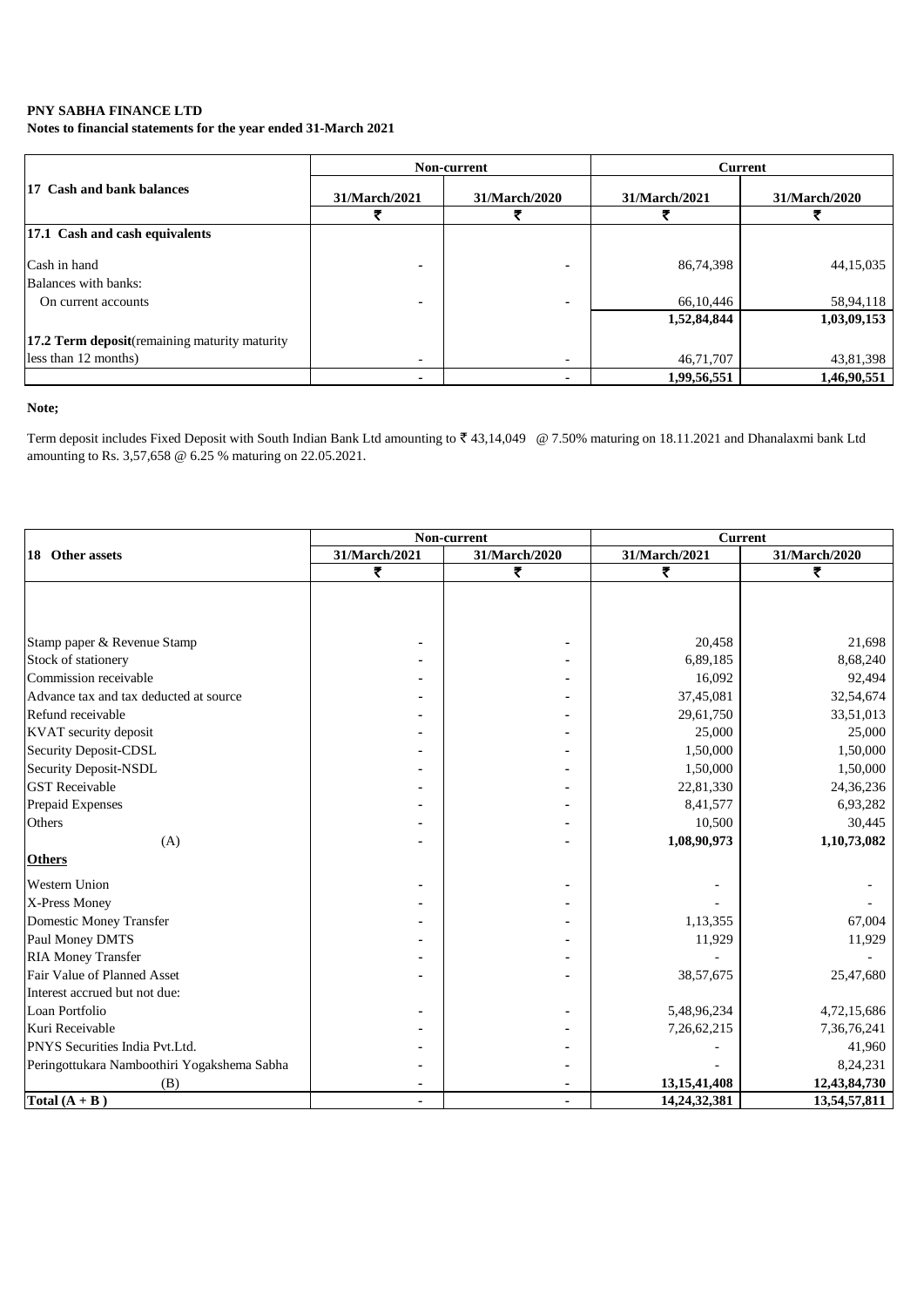**PNY SABHA FINANCE LTD**

**Notes to financial statements for the year ended 31-March 2021**

| 17 Cash and bank balances | Non-current | | Current | |
|---|---|---|---|---|
| | 31/March/2021 | 31/March/2020 | 31/March/2021 | 31/March/2020 |
| | ₹ | ₹ | ₹ | ₹ |
| **17.1 Cash and cash equivalents** | | | | |
| Cash in hand | - | - | 86,74,398 | 44,15,035 |
| Balances with banks: | | | | |
| On current accounts | - | - | 66,10,446 | 58,94,118 |
| | | | **1,52,84,844** | **1,03,09,153** |
| **17.2 Term deposit**(remaining maturity maturity less than 12 months) | - | - | 46,71,707 | 43,81,398 |
| | - | - | **1,99,56,551** | **1,46,90,551** |

**Note;**

Term deposit includes Fixed Deposit with South Indian Bank Ltd amounting to ₹ 43,14,049 @ 7.50% maturing on 18.11.2021 and Dhanalaxmi bank Ltd amounting to Rs. 3,57,658 @ 6.25 % maturing on 22.05.2021.

| 18 Other assets | Non-current | | Current | |
|---|---|---|---|---|
| | 31/March/2021 | 31/March/2020 | 31/March/2021 | 31/March/2020 |
| | ₹ | ₹ | ₹ | ₹ |
| Stamp paper & Revenue Stamp | - | - | 20,458 | 21,698 |
| Stock of stationery | - | - | 6,89,185 | 8,68,240 |
| Commission receivable | - | - | 16,092 | 92,494 |
| Advance tax and tax deducted at source | - | - | 37,45,081 | 32,54,674 |
| Refund receivable | - | - | 29,61,750 | 33,51,013 |
| KVAT security deposit | - | - | 25,000 | 25,000 |
| Security Deposit-CDSL | - | - | 1,50,000 | 1,50,000 |
| Security Deposit-NSDL | - | - | 1,50,000 | 1,50,000 |
| GST Receivable | - | - | 22,81,330 | 24,36,236 |
| Prepaid Expenses | - | - | 8,41,577 | 6,93,282 |
| Others | - | - | 10,500 | 30,445 |
| (A) | - | - | **1,08,90,973** | **1,10,73,082** |
| **Others** | | | | |
| Western Union | - | - | - | - |
| X-Press Money | - | - | - | - |
| Domestic Money Transfer | - | - | 1,13,355 | 67,004 |
| Paul Money DMTS | - | - | 11,929 | 11,929 |
| RIA Money Transfer | - | - | - | - |
| Fair Value of Planned Asset | - | - | 38,57,675 | 25,47,680 |
| Interest accrued but not due: | | | | |
| Loan Portfolio | - | - | 5,48,96,234 | 4,72,15,686 |
| Kuri Receivable | - | - | 7,26,62,215 | 7,36,76,241 |
| PNYS Securities India Pvt.Ltd. | - | - | - | 41,960 |
| Peringottukara Namboothiri Yogakshema Sabha | - | - | - | 8,24,231 |
| (B) | - | - | **13,15,41,408** | **12,43,84,730** |
| **Total (A + B )** | **-** | **-** | **14,24,32,381** | **13,54,57,811** |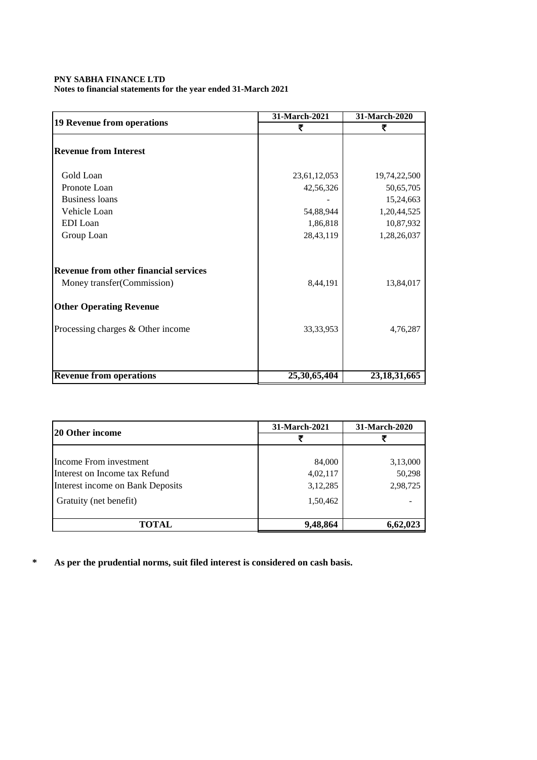**PNY SABHA FINANCE LTD**
**Notes to financial statements for the year ended 31-March 2021**

| 19 Revenue from operations | 31-March-2021 | 31-March-2020 |
|---|---|---|
| | ₹ | ₹ |
| **Revenue from Interest** | | |
| Gold Loan | 23,61,12,053 | 19,74,22,500 |
| Pronote Loan | 42,56,326 | 50,65,705 |
| Business loans | - | 15,24,663 |
| Vehicle Loan | 54,88,944 | 1,20,44,525 |
| EDI Loan | 1,86,818 | 10,87,932 |
| Group Loan | 28,43,119 | 1,28,26,037 |
| **Revenue from other financial services** | | |
| Money transfer(Commission) | 8,44,191 | 13,84,017 |
| **Other Operating Revenue** | | |
| Processing charges & Other income | 33,33,953 | 4,76,287 |
| **Revenue from operations** | **25,30,65,404** | **23,18,31,665** |

| 20 Other income | 31-March-2021 | 31-March-2020 |
|---|---|---|
| | ₹ | ₹ |
| Income From investment | 84,000 | 3,13,000 |
| Interest on Income tax Refund | 4,02,117 | 50,298 |
| Interest income on Bank Deposits | 3,12,285 | 2,98,725 |
| Gratuity (net benefit) | 1,50,462 | - |
| **TOTAL** | **9,48,864** | **6,62,023** |

**\* As per the prudential norms, suit filed interest is considered on cash basis.**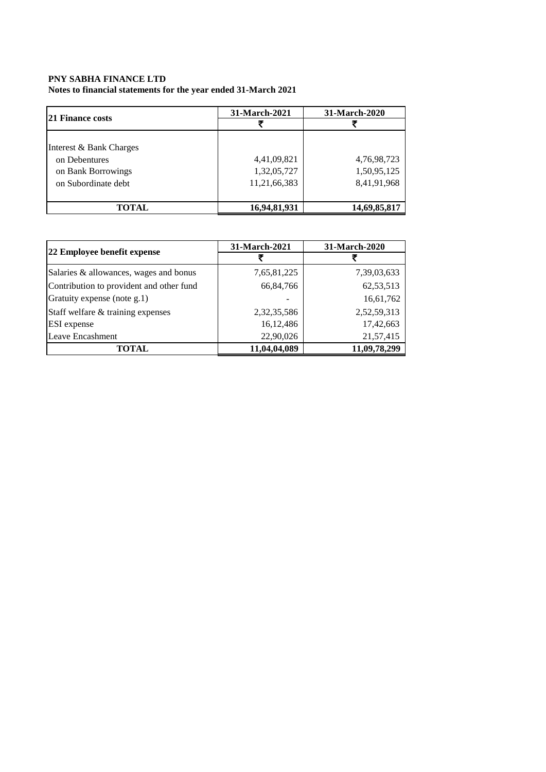**PNY SABHA FINANCE LTD**

**Notes to financial statements for the year ended 31-March 2021**

| 21 Finance costs | 31-March-2021 | 31-March-2020 |
|---|---|---|
| | ₹ | ₹ |
| Interest & Bank Charges | | |
| on Debentures | 4,41,09,821 | 4,76,98,723 |
| on Bank Borrowings | 1,32,05,727 | 1,50,95,125 |
| on Subordinate debt | 11,21,66,383 | 8,41,91,968 |
| **TOTAL** | **16,94,81,931** | **14,69,85,817** |

| 22 Employee benefit expense | 31-March-2021 | 31-March-2020 |
|---|---|---|
| | ₹ | ₹ |
| Salaries & allowances, wages and bonus | 7,65,81,225 | 7,39,03,633 |
| Contribution to provident and other fund | 66,84,766 | 62,53,513 |
| Gratuity expense (note g.1) | - | 16,61,762 |
| Staff welfare & training expenses | 2,32,35,586 | 2,52,59,313 |
| ESI expense | 16,12,486 | 17,42,663 |
| Leave Encashment | 22,90,026 | 21,57,415 |
| **TOTAL** | **11,04,04,089** | **11,09,78,299** |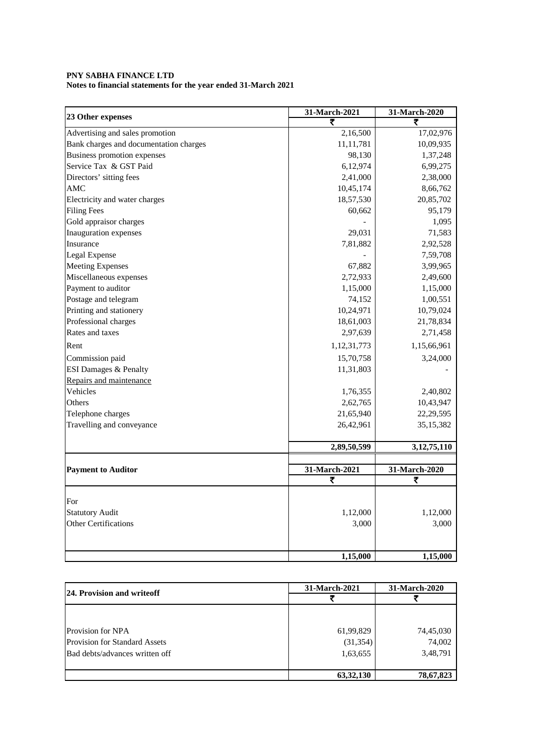**PNY SABHA FINANCE LTD**
**Notes to financial statements for the year ended 31-March 2021**

| 23 Other expenses | 31-March-2021 | 31-March-2020 |
|---|---|---|
| | ₹ | ₹ |
| Advertising and sales promotion | 2,16,500 | 17,02,976 |
| Bank charges and documentation charges | 11,11,781 | 10,09,935 |
| Business promotion expenses | 98,130 | 1,37,248 |
| Service Tax & GST Paid | 6,12,974 | 6,99,275 |
| Directors' sitting fees | 2,41,000 | 2,38,000 |
| AMC | 10,45,174 | 8,66,762 |
| Electricity and water charges | 18,57,530 | 20,85,702 |
| Filing Fees | 60,662 | 95,179 |
| Gold appraisor charges | - | 1,095 |
| Inauguration expenses | 29,031 | 71,583 |
| Insurance | 7,81,882 | 2,92,528 |
| Legal Expense | - | 7,59,708 |
| Meeting Expenses | 67,882 | 3,99,965 |
| Miscellaneous expenses | 2,72,933 | 2,49,600 |
| Payment to auditor | 1,15,000 | 1,15,000 |
| Postage and telegram | 74,152 | 1,00,551 |
| Printing and stationery | 10,24,971 | 10,79,024 |
| Professional charges | 18,61,003 | 21,78,834 |
| Rates and taxes | 2,97,639 | 2,71,458 |
| Rent | 1,12,31,773 | 1,15,66,961 |
| Commission paid | 15,70,758 | 3,24,000 |
| ESI Damages & Penalty | 11,31,803 | - |
| Repairs and maintenance | | |
| Vehicles | 1,76,355 | 2,40,802 |
| Others | 2,62,765 | 10,43,947 |
| Telephone charges | 21,65,940 | 22,29,595 |
| Travelling and conveyance | 26,42,961 | 35,15,382 |
| | **2,89,50,599** | **3,12,75,110** |

| Payment to Auditor | 31-March-2021 | 31-March-2020 |
|---|---|---|
| | ₹ | ₹ |
| For | | |
| Statutory Audit | 1,12,000 | 1,12,000 |
| Other Certifications | 3,000 | 3,000 |
| | **1,15,000** | **1,15,000** |

| 24. Provision and writeoff | 31-March-2021 | 31-March-2020 |
|---|---|---|
| | ₹ | ₹ |
| Provision for NPA | 61,99,829 | 74,45,030 |
| Provision for Standard Assets | (31,354) | 74,002 |
| Bad debts/advances written off | 1,63,655 | 3,48,791 |
| | **63,32,130** | **78,67,823** |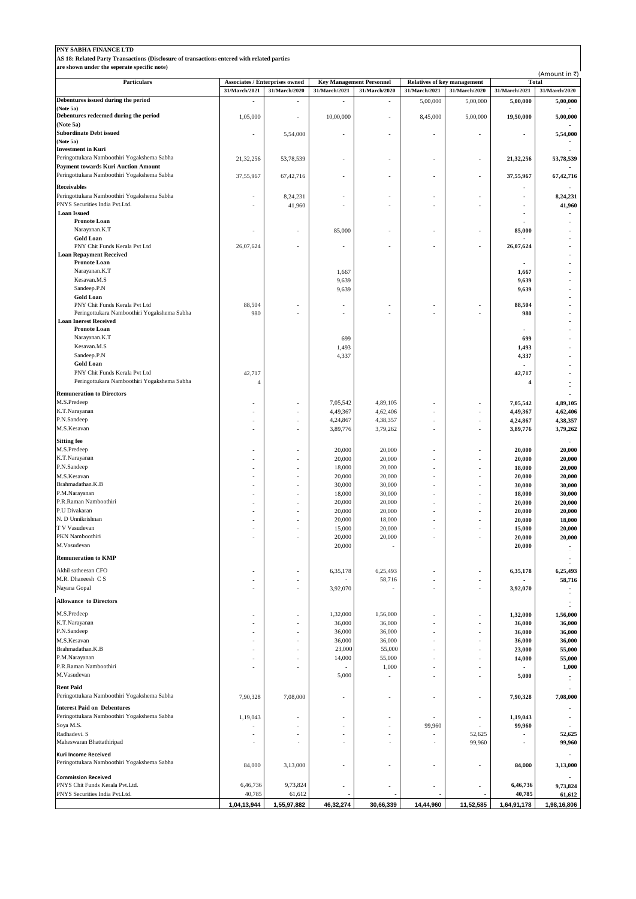**PNY SABHA FINANCE LTD**

**AS 18: Related Party Transactions (Disclosure of transactions entered with related parties are shown under the seperate specific note)**

(Amount in ₹)

| Particulars | Associates / Enterprises owned | | Key Management Personnel | | Relatives of key management | | Total | |
|---|---|---|---|---|---|---|---|---|
| | 31/March/2021 | 31/March/2020 | 31/March/2021 | 31/March/2020 | 31/March/2021 | 31/March/2020 | 31/March/2021 | 31/March/2020 |
| **Debentures issued during the period (Note 5a)** | - | - | - | - | 5,00,000 | 5,00,000 | **5,00,000** | **5,00,000** |
| **Debentures redeemed during the period (Note 5a)** | 1,05,000 | - | 10,00,000 | - | 8,45,000 | 5,00,000 | **19,50,000** | **5,00,000** |
| **Subordinate Debt issued (Note 5a)** | - | 5,54,000 | - | - | - | - | **-** | **5,54,000** |
| **Investment in Kuri** | | | | | | | | **-** |
| Peringottukara Namboothiri Yogakshema Sabha | 21,32,256 | 53,78,539 | - | - | - | - | **21,32,256** | **53,78,539** |
| **Payment towards Kuri Auction Amount** | | | | | | | | **-** |
| Peringottukara Namboothiri Yogakshema Sabha | 37,55,967 | 67,42,716 | - | - | - | - | **37,55,967** | **67,42,716** |
| **Receivables** | | | | | | | **-** | **-** |
| Peringottukara Namboothiri Yogakshema Sabha | - | 8,24,231 | - | - | - | - | **-** | **8,24,231** |
| PNYS Securities India Pvt.Ltd. | - | 41,960 | - | - | - | - | **-** | **41,960** |
| **Loan Issued** | | | | | | | **-** | **-** |
| **Pronote Loan** | | | | | | | | **-** |
| Narayanan.K.T | - | - | 85,000 | - | - | - | **85,000** | **-** |
| **Gold Loan** | | | | | | | **-** | **-** |
| PNY Chit Funds Kerala Pvt Ltd | 26,07,624 | - | - | - | - | - | **26,07,624** | **-** |
| **Loan Repayment Received** | | | | | | | | **-** |
| **Pronote Loan** | | | | | | | **-** | **-** |
| Narayanan.K.T | | | 1,667 | | | | **1,667** | **-** |
| Kesavan.M.S | | | 9,639 | | | | **9,639** | **-** |
| Sandeep.P.N | | | 9,639 | | | | **9,639** | **-** |
| **Gold Loan** | | | | | | | | **-** |
| PNY Chit Funds Kerala Pvt Ltd | 88,504 | - | - | - | - | - | **88,504** | **-** |
| Peringottukara Namboothiri Yogakshema Sabha | 980 | - | - | - | - | - | **980** | **-** |
| **Loan Inerest Received** | | | | | | | | **-** |
| **Pronote Loan** | | | | | | | **-** | **-** |
| Narayanan.K.T | | | 699 | | | | **699** | **-** |
| Kesavan.M.S | | | 1,493 | | | | **1,493** | **-** |
| Sandeep.P.N | | | 4,337 | | | | **4,337** | **-** |
| **Gold Loan** | | | | | | | **-** | **-** |
| PNY Chit Funds Kerala Pvt Ltd | 42,717 | | | | | | **42,717** | **-** |
| Peringottukara Namboothiri Yogakshema Sabha | 4 | | | | | | **4** | **-** |
| **Remuneration to Directors** | | | | | | | | **-** |
| M.S.Predeep | - | - | 7,05,542 | 4,89,105 | - | - | **7,05,542** | **4,89,105** |
| K.T.Narayanan | - | - | 4,49,367 | 4,62,406 | - | - | **4,49,367** | **4,62,406** |
| P.N.Sandeep | - | - | 4,24,867 | 4,38,357 | - | - | **4,24,867** | **4,38,357** |
| M.S.Kesavan | - | - | 3,89,776 | 3,79,262 | - | - | **3,89,776** | **3,79,262** |
| **Sitting fee** | | | | | | | | **-** |
| M.S.Predeep | - | - | 20,000 | 20,000 | - | - | **20,000** | **20,000** |
| K.T.Narayanan | - | - | 20,000 | 20,000 | - | - | **20,000** | **20,000** |
| P.N.Sandeep | - | - | 18,000 | 20,000 | - | - | **18,000** | **20,000** |
| M.S.Kesavan | - | - | 20,000 | 20,000 | - | - | **20,000** | **20,000** |
| Brahmadathan.K.B | - | - | 30,000 | 30,000 | - | - | **30,000** | **30,000** |
| P.M.Narayanan | - | - | 18,000 | 30,000 | - | - | **18,000** | **30,000** |
| P.R.Raman Namboothiri | - | - | 20,000 | 20,000 | - | - | **20,000** | **20,000** |
| P.U Divakaran | - | - | 20,000 | 20,000 | - | - | **20,000** | **20,000** |
| N. D Unnikrishnan | - | - | 20,000 | 18,000 | - | - | **20,000** | **18,000** |
| T V Vasudevan | - | - | 15,000 | 20,000 | - | - | **15,000** | **20,000** |
| PKN Namboothiri | - | - | 20,000 | 20,000 | - | - | **20,000** | **20,000** |
| M.Vasudevan | | | 20,000 | - | | | **20,000** | **-** |
| **Remuneration to KMP** | | | | | | | | **-** |
| Akhil satheesan CFO | - | - | 6,35,178 | 6,25,493 | - | - | **6,35,178** | **6,25,493** |
| M.R. Dhaneesh C S | - | - | - | 58,716 | - | - | **-** | **58,716** |
| Nayana Gopal | - | - | 3,92,070 | - | - | - | **3,92,070** | **-** |
| **Allowance to Directors** | | | | | | | | **-** |
| M.S.Predeep | - | - | 1,32,000 | 1,56,000 | - | - | **1,32,000** | **1,56,000** |
| K.T.Narayanan | - | - | 36,000 | 36,000 | - | - | **36,000** | **36,000** |
| P.N.Sandeep | - | - | 36,000 | 36,000 | - | - | **36,000** | **36,000** |
| M.S.Kesavan | - | - | 36,000 | 36,000 | - | - | **36,000** | **36,000** |
| Brahmadathan.K.B | - | - | 23,000 | 55,000 | - | - | **23,000** | **55,000** |
| P.M.Narayanan | - | - | 14,000 | 55,000 | - | - | **14,000** | **55,000** |
| P.R.Raman Namboothiri | - | - | - | 1,000 | - | - | **-** | **1,000** |
| M.Vasudevan | | | 5,000 | - | - | - | **5,000** | **-** |
| **Rent Paid** | | | | | | | | **-** |
| Peringottukara Namboothiri Yogakshema Sabha | 7,90,328 | 7,08,000 | - | - | - | - | **7,90,328** | **7,08,000** |
| **Interest Paid on Debentures** | | | | | | | | **-** |
| Peringottukara Namboothiri Yogakshema Sabha | 1,19,043 | - | - | - | - | - | **1,19,043** | **-** |
| Soya M.S. | - | - | - | - | 99,960 | - | **99,960** | **-** |
| Radhadevi. S | - | - | - | - | - | 52,625 | **-** | **52,625** |
| Maheswaran Bhattathiripad | - | - | - | - | - | 99,960 | **-** | **99,960** |
| **Kuri Income Received** | | | | | | | | **-** |
| Peringottukara Namboothiri Yogakshema Sabha | 84,000 | 3,13,000 | - | - | - | - | **84,000** | **3,13,000** |
| **Commission Received** | | | | | | | | **-** |
| PNYS Chit Funds Kerala Pvt.Ltd. | 6,46,736 | 9,73,824 | - | - | - | - | **6,46,736** | **9,73,824** |
| PNYS Securities India Pvt.Ltd. | 40,785 | 61,612 | - | - | - | - | **40,785** | **61,612** |
| | **1,04,13,944** | **1,55,97,882** | **46,32,274** | **30,66,339** | **14,44,960** | **11,52,585** | **1,64,91,178** | **1,98,16,806** |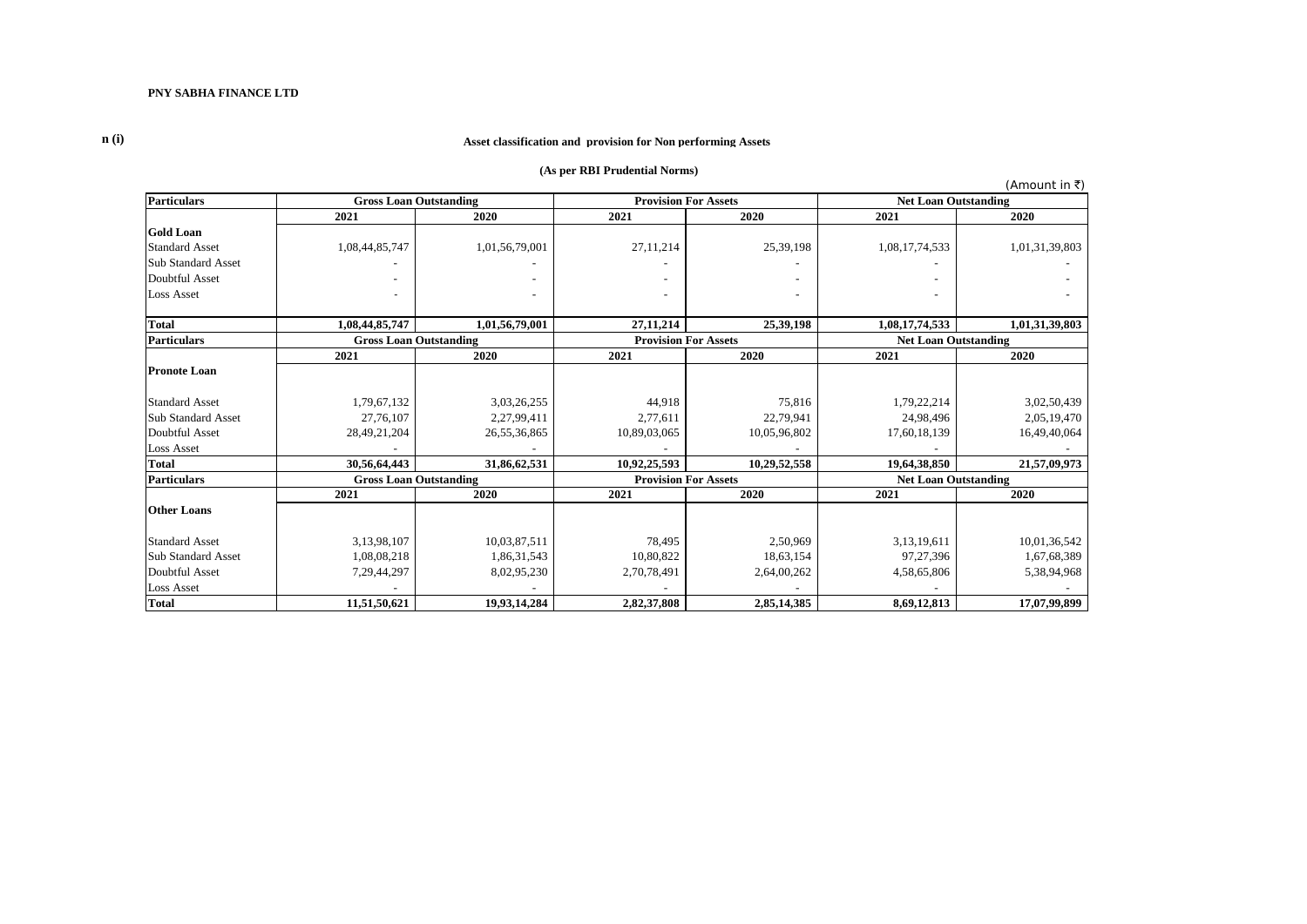**PNY SABHA FINANCE LTD**

**n (i)**

**Asset classification and provision for Non performing Assets**

**(As per RBI Prudential Norms)**

(Amount in ₹)

| Particulars | Gross Loan Outstanding | | Provision For Assets | | Net Loan Outstanding | |
|---|---|---|---|---|---|---|
| | 2021 | 2020 | 2021 | 2020 | 2021 | 2020 |
| **Gold Loan** | | | | | | |
| Standard Asset | 1,08,44,85,747 | 1,01,56,79,001 | 27,11,214 | 25,39,198 | 1,08,17,74,533 | 1,01,31,39,803 |
| Sub Standard Asset | - | - | - | - | - | - |
| Doubtful Asset | - | - | - | - | - | - |
| Loss Asset | - | - | - | - | - | - |
| **Total** | **1,08,44,85,747** | **1,01,56,79,001** | **27,11,214** | **25,39,198** | **1,08,17,74,533** | **1,01,31,39,803** |
| **Particulars** | **Gross Loan Outstanding** | | **Provision For Assets** | | **Net Loan Outstanding** | |
| | 2021 | 2020 | 2021 | 2020 | 2021 | 2020 |
| **Pronote Loan** | | | | | | |
| Standard Asset | 1,79,67,132 | 3,03,26,255 | 44,918 | 75,816 | 1,79,22,214 | 3,02,50,439 |
| Sub Standard Asset | 27,76,107 | 2,27,99,411 | 2,77,611 | 22,79,941 | 24,98,496 | 2,05,19,470 |
| Doubtful Asset | 28,49,21,204 | 26,55,36,865 | 10,89,03,065 | 10,05,96,802 | 17,60,18,139 | 16,49,40,064 |
| Loss Asset | - | - | - | - | - | - |
| **Total** | **30,56,64,443** | **31,86,62,531** | **10,92,25,593** | **10,29,52,558** | **19,64,38,850** | **21,57,09,973** |
| **Particulars** | **Gross Loan Outstanding** | | **Provision For Assets** | | **Net Loan Outstanding** | |
| | 2021 | 2020 | 2021 | 2020 | 2021 | 2020 |
| **Other Loans** | | | | | | |
| Standard Asset | 3,13,98,107 | 10,03,87,511 | 78,495 | 2,50,969 | 3,13,19,611 | 10,01,36,542 |
| Sub Standard Asset | 1,08,08,218 | 1,86,31,543 | 10,80,822 | 18,63,154 | 97,27,396 | 1,67,68,389 |
| Doubtful Asset | 7,29,44,297 | 8,02,95,230 | 2,70,78,491 | 2,64,00,262 | 4,58,65,806 | 5,38,94,968 |
| Loss Asset | - | - | - | - | - | - |
| **Total** | **11,51,50,621** | **19,93,14,284** | **2,82,37,808** | **2,85,14,385** | **8,69,12,813** | **17,07,99,899** |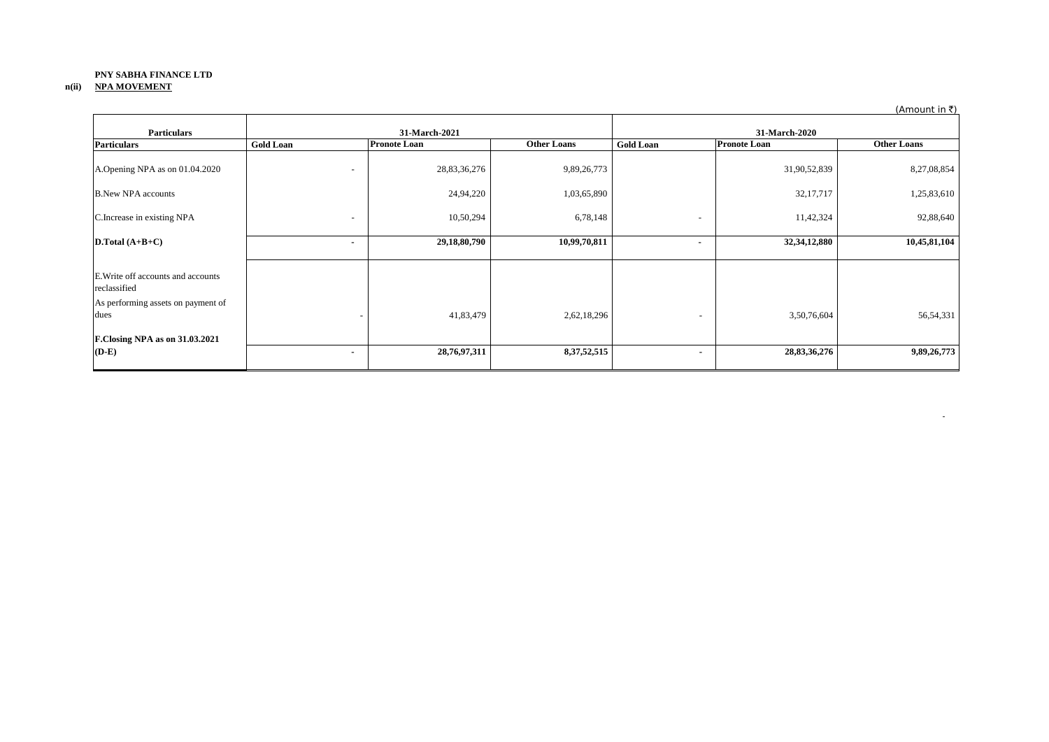**PNY SABHA FINANCE LTD**

**n(ii) NPA MOVEMENT**

(Amount in ₹)

| Particulars | 31-March-2021 | | | 31-March-2020 | | |
|---|---|---|---|---|---|---|
| **Particulars** | **Gold Loan** | **Pronote Loan** | **Other Loans** | **Gold Loan** | **Pronote Loan** | **Other Loans** |
| A.Opening NPA as on 01.04.2020 | - | 28,83,36,276 | 9,89,26,773 | | 31,90,52,839 | 8,27,08,854 |
| B.New NPA accounts | | 24,94,220 | 1,03,65,890 | | 32,17,717 | 1,25,83,610 |
| C.Increase in existing NPA | - | 10,50,294 | 6,78,148 | - | 11,42,324 | 92,88,640 |
| **D.Total (A+B+C)** | **-** | **29,18,80,790** | **10,99,70,811** | **-** | **32,34,12,880** | **10,45,81,104** |
| E.Write off accounts and accounts reclassified As performing assets on payment of dues | - | 41,83,479 | 2,62,18,296 | - | 3,50,76,604 | 56,54,331 |
| **F.Closing NPA as on 31.03.2021 (D-E)** | **-** | **28,76,97,311** | **8,37,52,515** | **-** | **28,83,36,276** | **9,89,26,773** |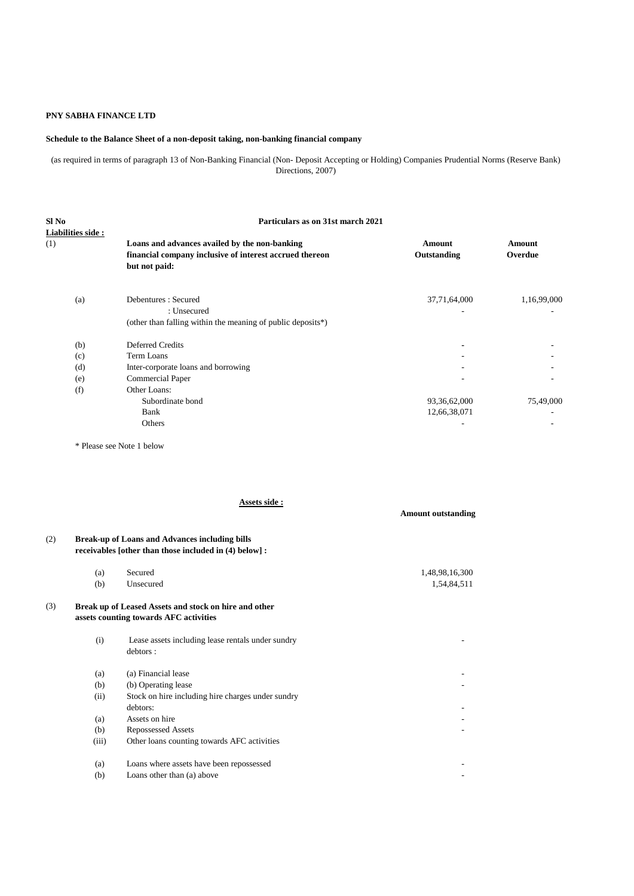**PNY SABHA FINANCE LTD**

**Schedule to the Balance Sheet of a non-deposit taking, non-banking financial company**

(as required in terms of paragraph 13 of Non-Banking Financial (Non- Deposit Accepting or Holding) Companies Prudential Norms (Reserve Bank) Directions, 2007)

| Sl No | | Particulars as on 31st march 2021 | | |
|---|---|---|---|---|
| **Liabilities side :** | | | | |
| (1) | | **Loans and advances availed by the non-banking financial company inclusive of interest accrued thereon but not paid:** | **Amount Outstanding** | **Amount Overdue** |
| | (a) | Debentures : Secured | 37,71,64,000 | 1,16,99,000 |
| | | : Unsecured | - | - |
| | | (other than falling within the meaning of public deposits*) | | |
| | (b) | Deferred Credits | - | - |
| | (c) | Term Loans | - | - |
| | (d) | Inter-corporate loans and borrowing | - | - |
| | (e) | Commercial Paper | - | - |
| | (f) | Other Loans: | | |
| | | Subordinate bond | 93,36,62,000 | 75,49,000 |
| | | Bank | 12,66,38,071 | - |
| | | Others | - | - |

\* Please see Note 1 below

**Assets side :**

| | | | **Amount outstanding** |
|---|---|---|---|
| (2) | | **Break-up of Loans and Advances including bills receivables [other than those included in (4) below] :** | |
| | (a) | Secured | 1,48,98,16,300 |
| | (b) | Unsecured | 1,54,84,511 |
| (3) | | **Break up of Leased Assets and stock on hire and other assets counting towards AFC activities** | |
| | (i) | Lease assets including lease rentals under sundry debtors : | - |
| | (a) | (a) Financial lease | - |
| | (b) | (b) Operating lease | - |
| | (ii) | Stock on hire including hire charges under sundry debtors: | - |
| | (a) | Assets on hire | - |
| | (b) | Repossessed Assets | - |
| | (iii) | Other loans counting towards AFC activities | |
| | (a) | Loans where assets have been repossessed | - |
| | (b) | Loans other than (a) above | - |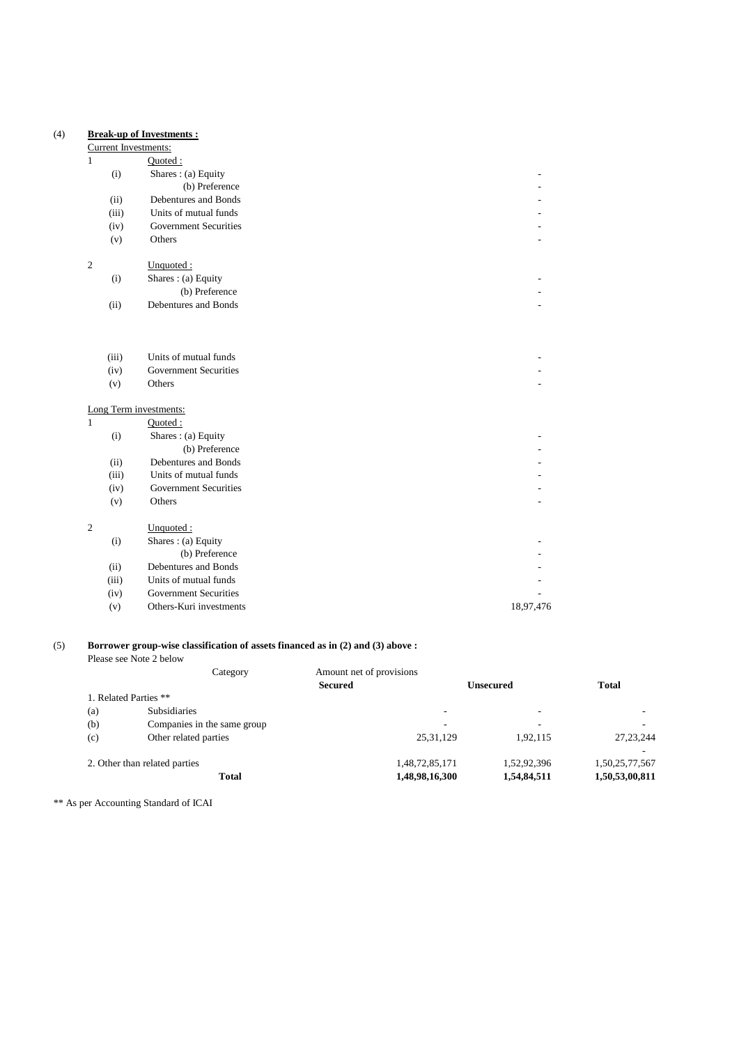(4) **Break-up of Investments :**

Current Investments:

| | | | |
|---|---|---|---|
| 1 | | Quoted : | |
| | (i) | Shares : (a) Equity | - |
| | | (b) Preference | - |
| | (ii) | Debentures and Bonds | - |
| | (iii) | Units of mutual funds | - |
| | (iv) | Government Securities | - |
| | (v) | Others | - |
| 2 | | Unquoted : | |
| | (i) | Shares : (a) Equity | - |
| | | (b) Preference | - |
| | (ii) | Debentures and Bonds | - |
| | (iii) | Units of mutual funds | - |
| | (iv) | Government Securities | - |
| | (v) | Others | - |

Long Term investments:

| | | | |
|---|---|---|---|
| 1 | | Quoted : | |
| | (i) | Shares : (a) Equity | - |
| | | (b) Preference | - |
| | (ii) | Debentures and Bonds | - |
| | (iii) | Units of mutual funds | - |
| | (iv) | Government Securities | - |
| | (v) | Others | - |
| 2 | | Unquoted : | |
| | (i) | Shares : (a) Equity | - |
| | | (b) Preference | - |
| | (ii) | Debentures and Bonds | - |
| | (iii) | Units of mutual funds | - |
| | (iv) | Government Securities | - |
| | (v) | Others-Kuri investments | 18,97,476 |

(5) **Borrower group-wise classification of assets financed as in (2) and (3) above :**

Please see Note 2 below

| | Category | Amount net of provisions | | |
|---|---|---|---|---|
| | | **Secured** | **Unsecured** | **Total** |
| 1. Related Parties ** | | | | |
| (a) | Subsidiaries | - | - | - |
| (b) | Companies in the same group | - | - | - |
| (c) | Other related parties | 25,31,129 | 1,92,115 | 27,23,244 |
| | | | | - |
| 2. Other than related parties | | 1,48,72,85,171 | 1,52,92,396 | 1,50,25,77,567 |
| | **Total** | **1,48,98,16,300** | **1,54,84,511** | **1,50,53,00,811** |

** As per Accounting Standard of ICAI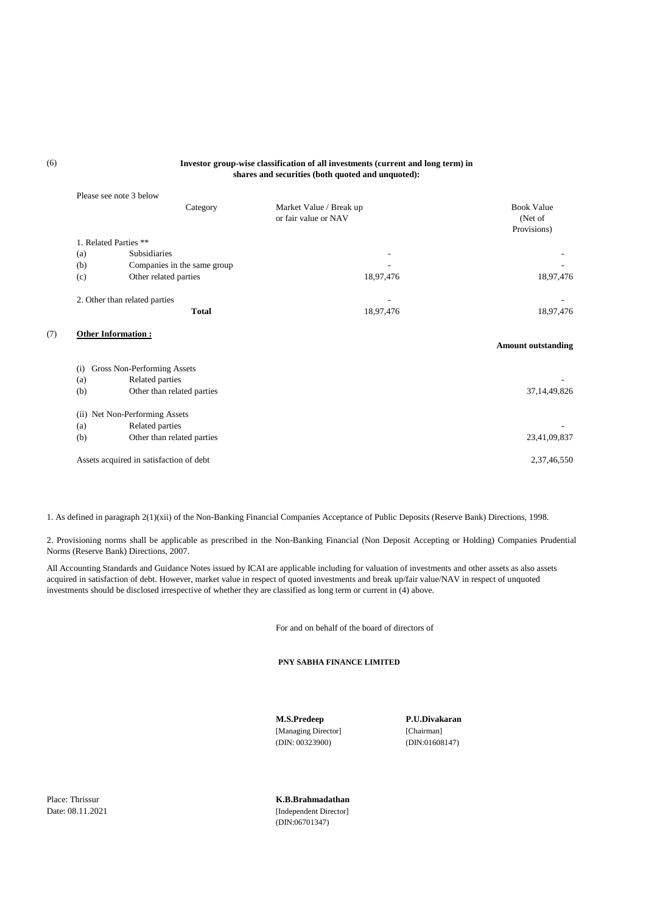(6) **Investor group-wise classification of all investments (current and long term) in shares and securities (both quoted and unquoted):**

Please see note 3 below

| | Category | Market Value / Break up or fair value or NAV | Book Value (Net of Provisions) |
|---|---|---|---|
| 1. Related Parties ** | | | |
| (a) | Subsidiaries | - | - |
| (b) | Companies in the same group | - | - |
| (c) | Other related parties | 18,97,476 | 18,97,476 |
| 2. Other than related parties | | - | - |
| | **Total** | 18,97,476 | 18,97,476 |

(7) **Other Information :**

| | | **Amount outstanding** |
|---|---|---|
| (i) Gross Non-Performing Assets | | |
| (a) | Related parties | - |
| (b) | Other than related parties | 37,14,49,826 |
| (ii) Net Non-Performing Assets | | |
| (a) | Related parties | - |
| (b) | Other than related parties | 23,41,09,837 |
| Assets acquired in satisfaction of debt | | 2,37,46,550 |

1. As defined in paragraph 2(1)(xii) of the Non-Banking Financial Companies Acceptance of Public Deposits (Reserve Bank) Directions, 1998.

2. Provisioning norms shall be applicable as prescribed in the Non-Banking Financial (Non Deposit Accepting or Holding) Companies Prudential Norms (Reserve Bank) Directions, 2007.

All Accounting Standards and Guidance Notes issued by ICAI are applicable including for valuation of investments and other assets as also assets acquired in satisfaction of debt. However, market value in respect of quoted investments and break up/fair value/NAV in respect of unquoted investments should be disclosed irrespective of whether they are classified as long term or current in (4) above.

For and on behalf of the board of directors of

**PNY SABHA FINANCE LIMITED**

**M.S.Predeep**
[Managing Director]
(DIN: 00323900)

**P.U.Divakaran**
[Chairman]
(DIN:01608147)

Place: Thrissur
Date: 08.11.2021

**K.B.Brahmadathan**
[Independent Director]
(DIN:06701347)